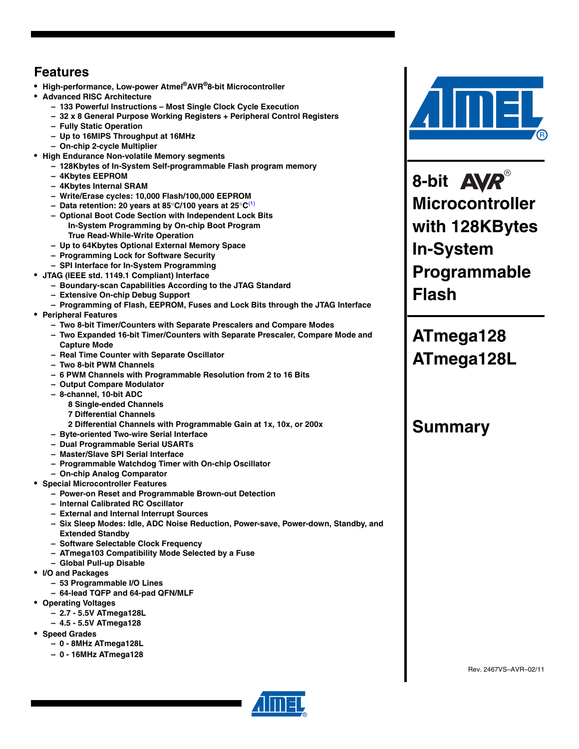# 8-bit AVR® Microcontroller with 128KBytes In-System Programmable Flash

# ATmega128 ATmega128L

# Summary

## Features

- High-performance, Low-power Atmel®AVR®8-bit Microcontroller
- Advanced RISC Architecture
  - 133 Powerful Instructions – Most Single Clock Cycle Execution
  - 32 x 8 General Purpose Working Registers + Peripheral Control Registers
  - Fully Static Operation
  - Up to 16MIPS Throughput at 16MHz
  - On-chip 2-cycle Multiplier
- High Endurance Non-volatile Memory segments
  - 128Kbytes of In-System Self-programmable Flash program memory
  - 4Kbytes EEPROM
  - 4Kbytes Internal SRAM
  - Write/Erase cycles: 10,000 Flash/100,000 EEPROM
  - Data retention: 20 years at 85°C/100 years at 25°C[1]
  - Optional Boot Code Section with Independent Lock Bits
    - In-System Programming by On-chip Boot Program
    - True Read-While-Write Operation
  - Up to 64Kbytes Optional External Memory Space
  - Programming Lock for Software Security
  - SPI Interface for In-System Programming
- JTAG (IEEE std. 1149.1 Compliant) Interface
  - Boundary-scan Capabilities According to the JTAG Standard
  - Extensive On-chip Debug Support
  - Programming of Flash, EEPROM, Fuses and Lock Bits through the JTAG Interface
- Peripheral Features
  - Two 8-bit Timer/Counters with Separate Prescalers and Compare Modes
  - Two Expanded 16-bit Timer/Counters with Separate Prescaler, Compare Mode and Capture Mode
  - Real Time Counter with Separate Oscillator
  - Two 8-bit PWM Channels
  - 6 PWM Channels with Programmable Resolution from 2 to 16 Bits
  - Output Compare Modulator
  - 8-channel, 10-bit ADC
    - 8 Single-ended Channels
    - 7 Differential Channels
    - 2 Differential Channels with Programmable Gain at 1x, 10x, or 200x
  - Byte-oriented Two-wire Serial Interface
  - Dual Programmable Serial USARTs
  - Master/Slave SPI Serial Interface
  - Programmable Watchdog Timer with On-chip Oscillator
  - On-chip Analog Comparator
- Special Microcontroller Features
  - Power-on Reset and Programmable Brown-out Detection
  - Internal Calibrated RC Oscillator
  - External and Internal Interrupt Sources
  - Six Sleep Modes: Idle, ADC Noise Reduction, Power-save, Power-down, Standby, and Extended Standby
  - Software Selectable Clock Frequency
  - ATmega103 Compatibility Mode Selected by a Fuse
  - Global Pull-up Disable
- I/O and Packages
  - 53 Programmable I/O Lines
  - 64-lead TQFP and 64-pad QFN/MLF
- Operating Voltages
  - 2.7 - 5.5V ATmega128L
  - 4.5 - 5.5V ATmega128
- Speed Grades
  - 0 - 8MHz ATmega128L
  - 0 - 16MHz ATmega128

Rev. 2467VS–AVR–02/11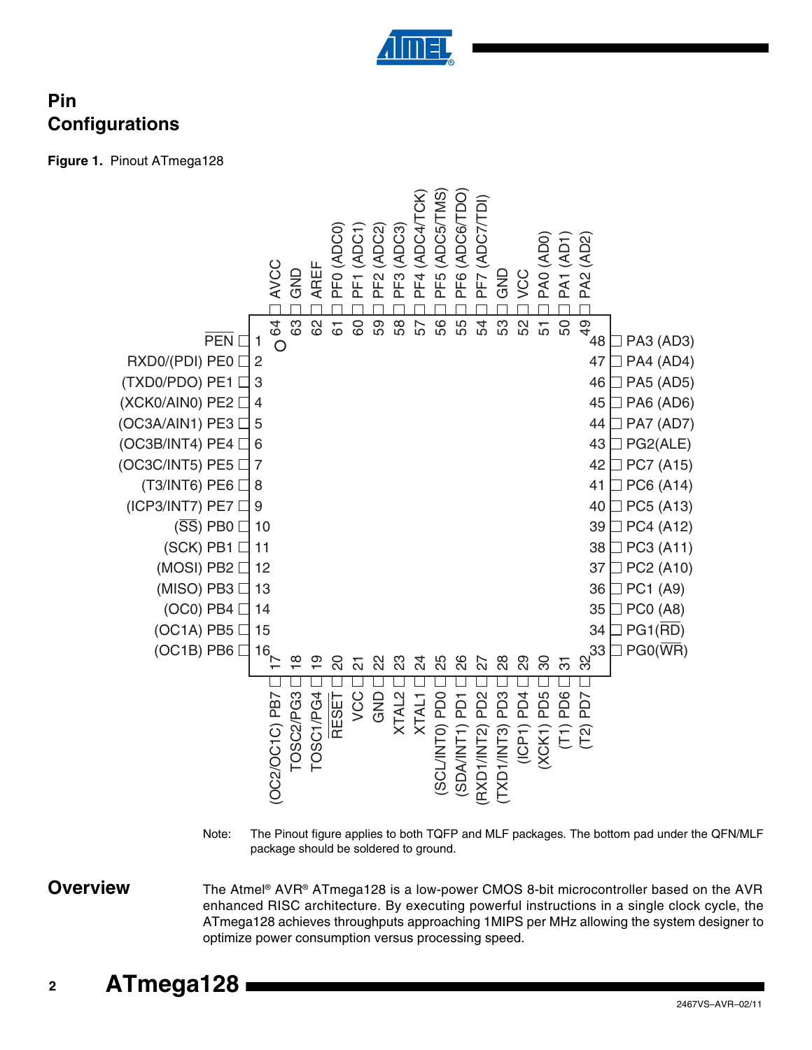## Pin Configurations

**Figure 1.** Pinout ATmega128

| Pin | Name | Pin | Name |
|---|---|---|---|
| 1 | $\overline{PEN}$ | 33 | PG0($\overline{WR}$) |
| 2 | RXD0/(PDI) PE0 | 34 | PG1($\overline{RD}$) |
| 3 | (TXD0/PDO) PE1 | 35 | PC0 (A8) |
| 4 | (XCK0/AIN0) PE2 | 36 | PC1 (A9) |
| 5 | (OC3A/AIN1) PE3 | 37 | PC2 (A10) |
| 6 | (OC3B/INT4) PE4 | 38 | PC3 (A11) |
| 7 | (OC3C/INT5) PE5 | 39 | PC4 (A12) |
| 8 | (T3/INT6) PE6 | 40 | PC5 (A13) |
| 9 | (ICP3/INT7) PE7 | 41 | PC6 (A14) |
| 10 | ($\overline{SS}$) PB0 | 42 | PC7 (A15) |
| 11 | (SCK) PB1 | 43 | PG2(ALE) |
| 12 | (MOSI) PB2 | 44 | PA7 (AD7) |
| 13 | (MISO) PB3 | 45 | PA6 (AD6) |
| 14 | (OC0) PB4 | 46 | PA5 (AD5) |
| 15 | (OC1A) PB5 | 47 | PA4 (AD4) |
| 16 | (OC1B) PB6 | 48 | PA3 (AD3) |
| 17 | (OC2/OC1C) PB7 | 49 | PA2 (AD2) |
| 18 | TOSC2/PG3 | 50 | PA1 (AD1) |
| 19 | TOSC1/PG4 | 51 | PA0 (AD0) |
| 20 | $\overline{RESET}$ | 52 | VCC |
| 21 | VCC | 53 | GND |
| 22 | GND | 54 | PF7 (ADC7/TDI) |
| 23 | XTAL2 | 55 | PF6 (ADC6/TDO) |
| 24 | XTAL1 | 56 | PF5 (ADC5/TMS) |
| 25 | (SCL/INT0) PD0 | 57 | PF4 (ADC4/TCK) |
| 26 | (SDA/INT1) PD1 | 58 | PF3 (ADC3) |
| 27 | (RXD1/INT2) PD2 | 59 | PF2 (ADC2) |
| 28 | (TXD1/INT3) PD3 | 60 | PF1 (ADC1) |
| 29 | (ICP1) PD4 | 61 | PF0 (ADC0) |
| 30 | (XCK1) PD5 | 62 | AREF |
| 31 | (T1) PD6 | 63 | GND |
| 32 | (T2) PD7 | 64 | AVCC |

Note: The Pinout figure applies to both TQFP and MLF packages. The bottom pad under the QFN/MLF package should be soldered to ground.

## Overview

The Atmel® AVR® ATmega128 is a low-power CMOS 8-bit microcontroller based on the AVR enhanced RISC architecture. By executing powerful instructions in a single clock cycle, the ATmega128 achieves throughputs approaching 1MIPS per MHz allowing the system designer to optimize power consumption versus processing speed.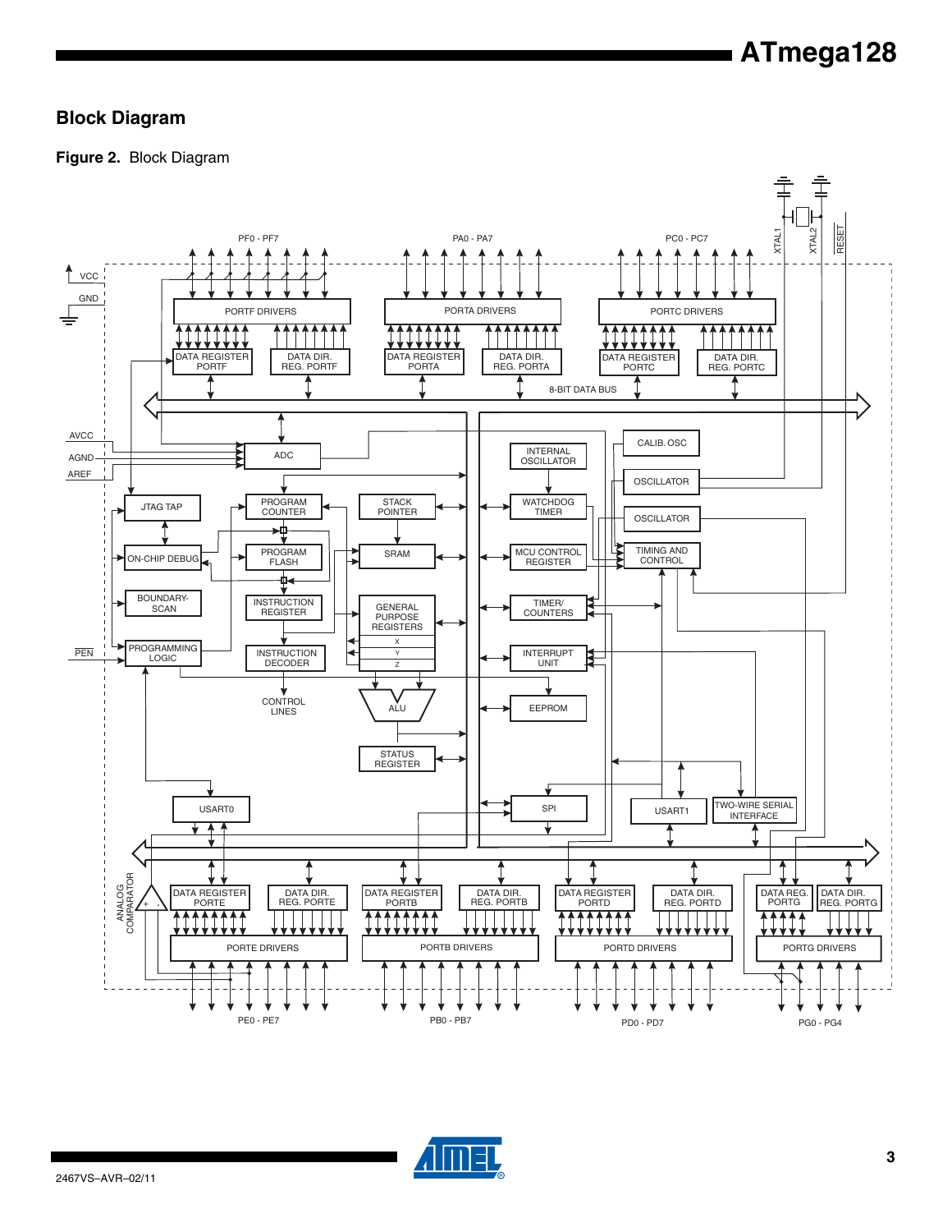## Block Diagram

**Figure 2.** Block Diagram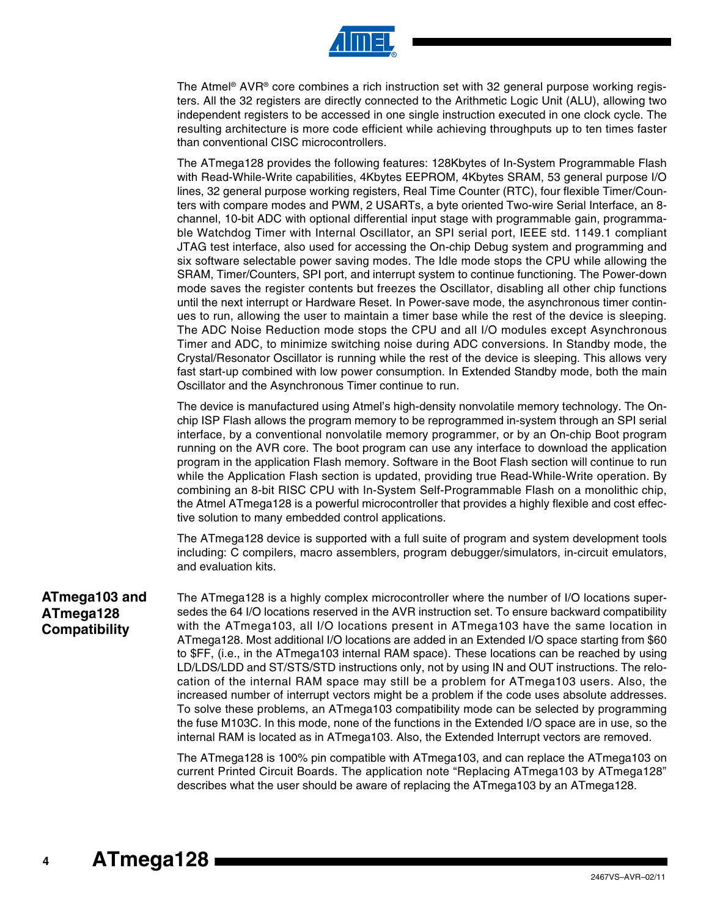The Atmel® AVR® core combines a rich instruction set with 32 general purpose working registers. All the 32 registers are directly connected to the Arithmetic Logic Unit (ALU), allowing two independent registers to be accessed in one single instruction executed in one clock cycle. The resulting architecture is more code efficient while achieving throughputs up to ten times faster than conventional CISC microcontrollers.

The ATmega128 provides the following features: 128Kbytes of In-System Programmable Flash with Read-While-Write capabilities, 4Kbytes EEPROM, 4Kbytes SRAM, 53 general purpose I/O lines, 32 general purpose working registers, Real Time Counter (RTC), four flexible Timer/Counters with compare modes and PWM, 2 USARTs, a byte oriented Two-wire Serial Interface, an 8-channel, 10-bit ADC with optional differential input stage with programmable gain, programmable Watchdog Timer with Internal Oscillator, an SPI serial port, IEEE std. 1149.1 compliant JTAG test interface, also used for accessing the On-chip Debug system and programming and six software selectable power saving modes. The Idle mode stops the CPU while allowing the SRAM, Timer/Counters, SPI port, and interrupt system to continue functioning. The Power-down mode saves the register contents but freezes the Oscillator, disabling all other chip functions until the next interrupt or Hardware Reset. In Power-save mode, the asynchronous timer continues to run, allowing the user to maintain a timer base while the rest of the device is sleeping. The ADC Noise Reduction mode stops the CPU and all I/O modules except Asynchronous Timer and ADC, to minimize switching noise during ADC conversions. In Standby mode, the Crystal/Resonator Oscillator is running while the rest of the device is sleeping. This allows very fast start-up combined with low power consumption. In Extended Standby mode, both the main Oscillator and the Asynchronous Timer continue to run.

The device is manufactured using Atmel's high-density nonvolatile memory technology. The On-chip ISP Flash allows the program memory to be reprogrammed in-system through an SPI serial interface, by a conventional nonvolatile memory programmer, or by an On-chip Boot program running on the AVR core. The boot program can use any interface to download the application program in the application Flash memory. Software in the Boot Flash section will continue to run while the Application Flash section is updated, providing true Read-While-Write operation. By combining an 8-bit RISC CPU with In-System Self-Programmable Flash on a monolithic chip, the Atmel ATmega128 is a powerful microcontroller that provides a highly flexible and cost effective solution to many embedded control applications.

The ATmega128 device is supported with a full suite of program and system development tools including: C compilers, macro assemblers, program debugger/simulators, in-circuit emulators, and evaluation kits.

## ATmega103 and ATmega128 Compatibility

The ATmega128 is a highly complex microcontroller where the number of I/O locations supersedes the 64 I/O locations reserved in the AVR instruction set. To ensure backward compatibility with the ATmega103, all I/O locations present in ATmega103 have the same location in ATmega128. Most additional I/O locations are added in an Extended I/O space starting from $60 to $FF, (i.e., in the ATmega103 internal RAM space). These locations can be reached by using LD/LDS/LDD and ST/STS/STD instructions only, not by using IN and OUT instructions. The relocation of the internal RAM space may still be a problem for ATmega103 users. Also, the increased number of interrupt vectors might be a problem if the code uses absolute addresses. To solve these problems, an ATmega103 compatibility mode can be selected by programming the fuse M103C. In this mode, none of the functions in the Extended I/O space are in use, so the internal RAM is located as in ATmega103. Also, the Extended Interrupt vectors are removed.

The ATmega128 is 100% pin compatible with ATmega103, and can replace the ATmega103 on current Printed Circuit Boards. The application note "Replacing ATmega103 by ATmega128" describes what the user should be aware of replacing the ATmega103 by an ATmega128.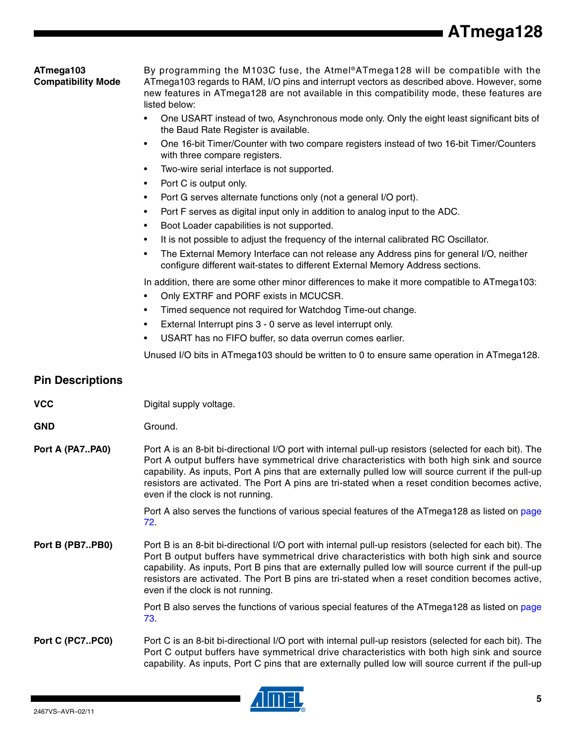### ATmega103 Compatibility Mode

By programming the M103C fuse, the Atmel®ATmega128 will be compatible with the ATmega103 regards to RAM, I/O pins and interrupt vectors as described above. However, some new features in ATmega128 are not available in this compatibility mode, these features are listed below:

- One USART instead of two, Asynchronous mode only. Only the eight least significant bits of the Baud Rate Register is available.
- One 16-bit Timer/Counter with two compare registers instead of two 16-bit Timer/Counters with three compare registers.
- Two-wire serial interface is not supported.
- Port C is output only.
- Port G serves alternate functions only (not a general I/O port).
- Port F serves as digital input only in addition to analog input to the ADC.
- Boot Loader capabilities is not supported.
- It is not possible to adjust the frequency of the internal calibrated RC Oscillator.
- The External Memory Interface can not release any Address pins for general I/O, neither configure different wait-states to different External Memory Address sections.

In addition, there are some other minor differences to make it more compatible to ATmega103:

- Only EXTRF and PORF exists in MCUCSR.
- Timed sequence not required for Watchdog Time-out change.
- External Interrupt pins 3 - 0 serve as level interrupt only.
- USART has no FIFO buffer, so data overrun comes earlier.

Unused I/O bits in ATmega103 should be written to 0 to ensure same operation in ATmega128.

## Pin Descriptions

**VCC**

Digital supply voltage.

**GND**

Ground.

**Port A (PA7..PA0)**

Port A is an 8-bit bi-directional I/O port with internal pull-up resistors (selected for each bit). The Port A output buffers have symmetrical drive characteristics with both high sink and source capability. As inputs, Port A pins that are externally pulled low will source current if the pull-up resistors are activated. The Port A pins are tri-stated when a reset condition becomes active, even if the clock is not running.

Port A also serves the functions of various special features of the ATmega128 as listed on page 72.

**Port B (PB7..PB0)**

Port B is an 8-bit bi-directional I/O port with internal pull-up resistors (selected for each bit). The Port B output buffers have symmetrical drive characteristics with both high sink and source capability. As inputs, Port B pins that are externally pulled low will source current if the pull-up resistors are activated. The Port B pins are tri-stated when a reset condition becomes active, even if the clock is not running.

Port B also serves the functions of various special features of the ATmega128 as listed on page 73.

**Port C (PC7..PC0)**

Port C is an 8-bit bi-directional I/O port with internal pull-up resistors (selected for each bit). The Port C output buffers have symmetrical drive characteristics with both high sink and source capability. As inputs, Port C pins that are externally pulled low will source current if the pull-up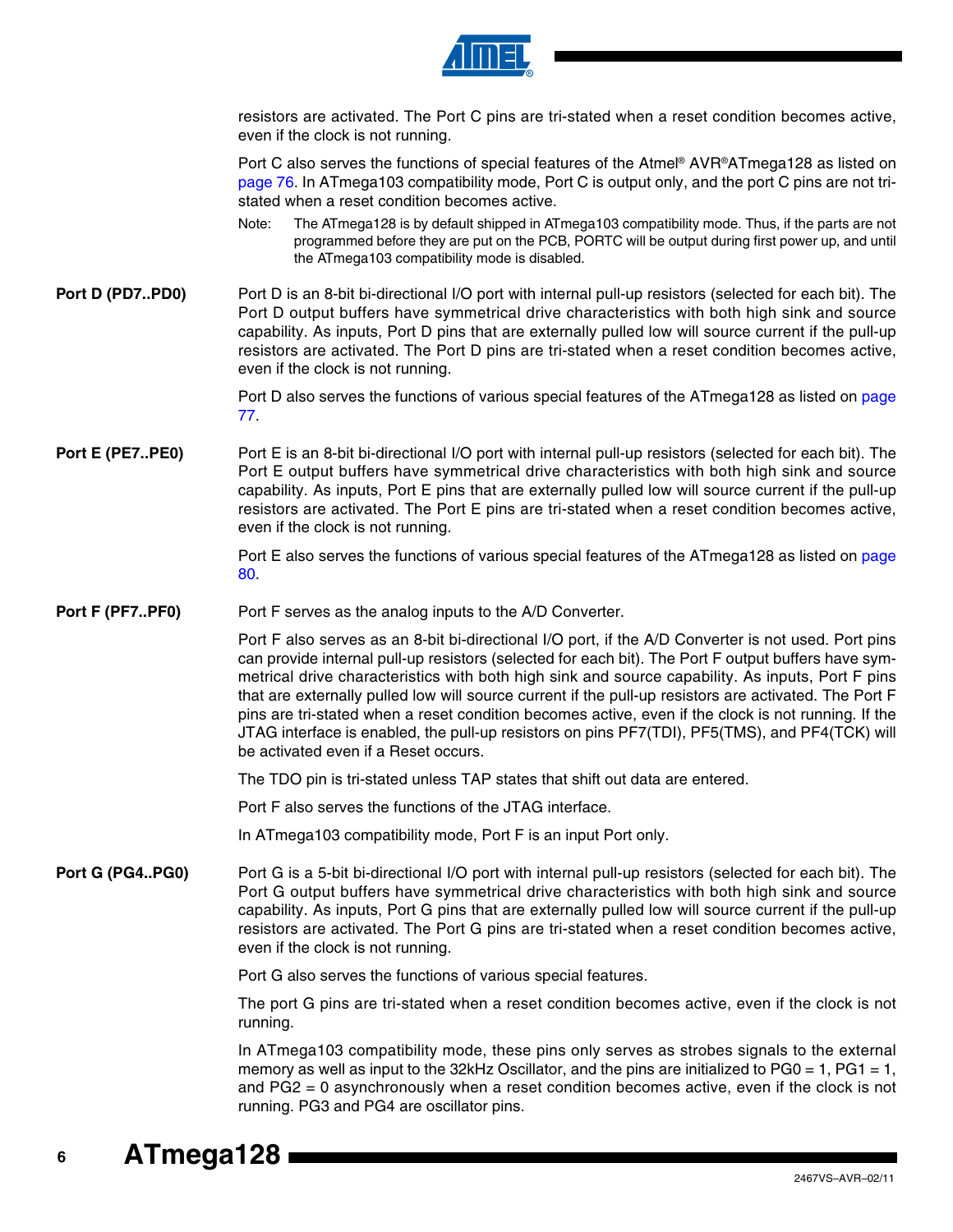resistors are activated. The Port C pins are tri-stated when a reset condition becomes active, even if the clock is not running.

Port C also serves the functions of special features of the Atmel® AVR®ATmega128 as listed on page 76. In ATmega103 compatibility mode, Port C is output only, and the port C pins are not tri-stated when a reset condition becomes active.

Note: The ATmega128 is by default shipped in ATmega103 compatibility mode. Thus, if the parts are not programmed before they are put on the PCB, PORTC will be output during first power up, and until the ATmega103 compatibility mode is disabled.

### Port D (PD7..PD0)

Port D is an 8-bit bi-directional I/O port with internal pull-up resistors (selected for each bit). The Port D output buffers have symmetrical drive characteristics with both high sink and source capability. As inputs, Port D pins that are externally pulled low will source current if the pull-up resistors are activated. The Port D pins are tri-stated when a reset condition becomes active, even if the clock is not running.

Port D also serves the functions of various special features of the ATmega128 as listed on page 77.

### Port E (PE7..PE0)

Port E is an 8-bit bi-directional I/O port with internal pull-up resistors (selected for each bit). The Port E output buffers have symmetrical drive characteristics with both high sink and source capability. As inputs, Port E pins that are externally pulled low will source current if the pull-up resistors are activated. The Port E pins are tri-stated when a reset condition becomes active, even if the clock is not running.

Port E also serves the functions of various special features of the ATmega128 as listed on page 80.

### Port F (PF7..PF0)

Port F serves as the analog inputs to the A/D Converter.

Port F also serves as an 8-bit bi-directional I/O port, if the A/D Converter is not used. Port pins can provide internal pull-up resistors (selected for each bit). The Port F output buffers have symmetrical drive characteristics with both high sink and source capability. As inputs, Port F pins that are externally pulled low will source current if the pull-up resistors are activated. The Port F pins are tri-stated when a reset condition becomes active, even if the clock is not running. If the JTAG interface is enabled, the pull-up resistors on pins PF7(TDI), PF5(TMS), and PF4(TCK) will be activated even if a Reset occurs.

The TDO pin is tri-stated unless TAP states that shift out data are entered.

Port F also serves the functions of the JTAG interface.

In ATmega103 compatibility mode, Port F is an input Port only.

### Port G (PG4..PG0)

Port G is a 5-bit bi-directional I/O port with internal pull-up resistors (selected for each bit). The Port G output buffers have symmetrical drive characteristics with both high sink and source capability. As inputs, Port G pins that are externally pulled low will source current if the pull-up resistors are activated. The Port G pins are tri-stated when a reset condition becomes active, even if the clock is not running.

Port G also serves the functions of various special features.

The port G pins are tri-stated when a reset condition becomes active, even if the clock is not running.

In ATmega103 compatibility mode, these pins only serves as strobes signals to the external memory as well as input to the 32kHz Oscillator, and the pins are initialized to PG0 = 1, PG1 = 1, and PG2 = 0 asynchronously when a reset condition becomes active, even if the clock is not running. PG3 and PG4 are oscillator pins.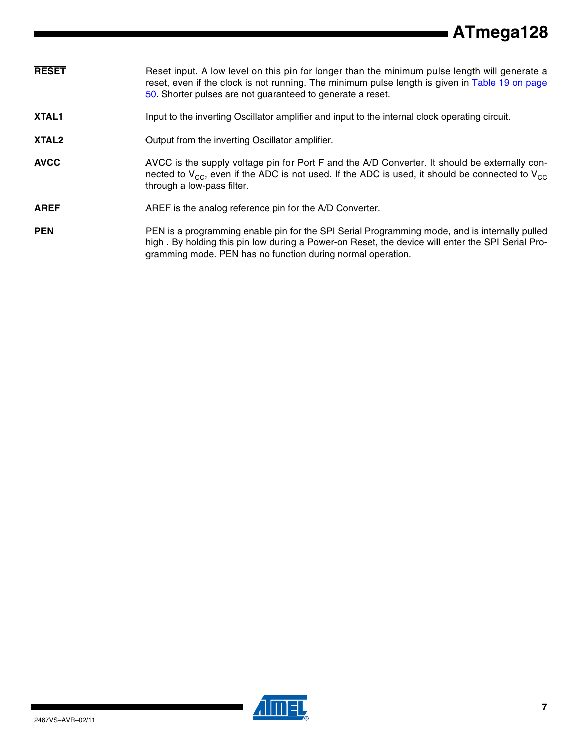**$\overline{\text{RESET}}$** Reset input. A low level on this pin for longer than the minimum pulse length will generate a reset, even if the clock is not running. The minimum pulse length is given in Table 19 on page 50. Shorter pulses are not guaranteed to generate a reset.

**XTAL1** Input to the inverting Oscillator amplifier and input to the internal clock operating circuit.

**XTAL2** Output from the inverting Oscillator amplifier.

**AVCC** AVCC is the supply voltage pin for Port F and the A/D Converter. It should be externally connected to $V_{CC}$, even if the ADC is not used. If the ADC is used, it should be connected to $V_{CC}$ through a low-pass filter.

**AREF** AREF is the analog reference pin for the A/D Converter.

**PEN** PEN is a programming enable pin for the SPI Serial Programming mode, and is internally pulled high . By holding this pin low during a Power-on Reset, the device will enter the SPI Serial Programming mode. $\overline{\text{PEN}}$ has no function during normal operation.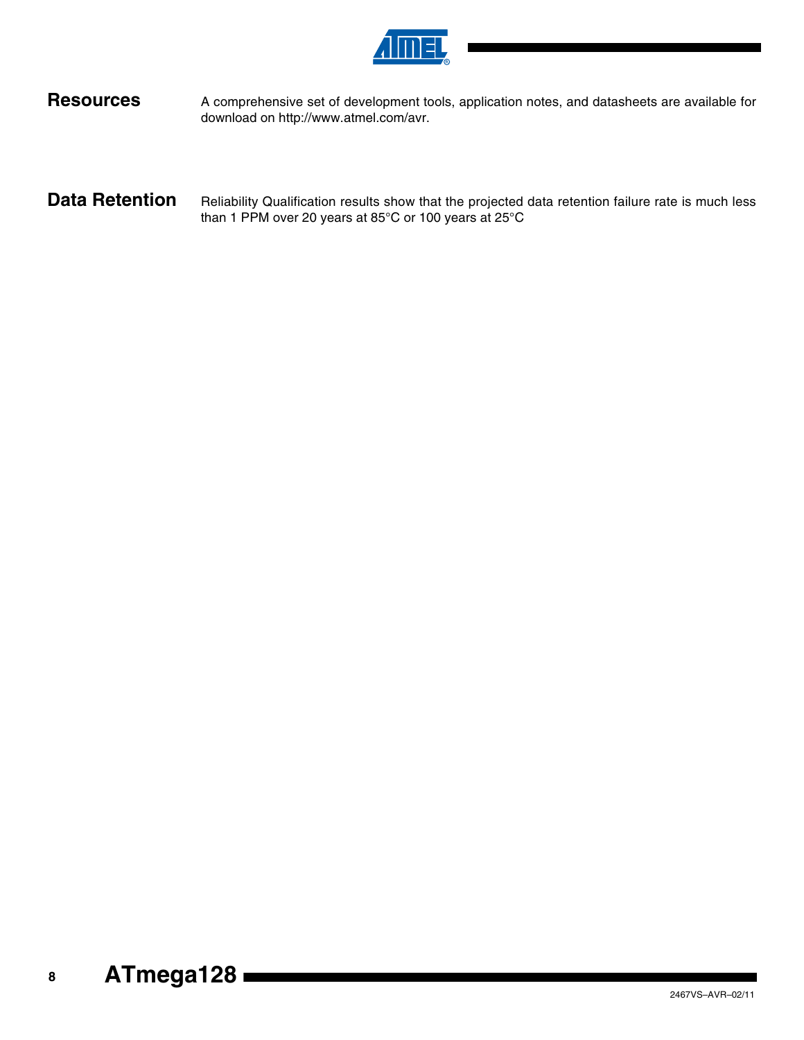## Resources

A comprehensive set of development tools, application notes, and datasheets are available for download on http://www.atmel.com/avr.

## Data Retention

Reliability Qualification results show that the projected data retention failure rate is much less than 1 PPM over 20 years at 85°C or 100 years at 25°C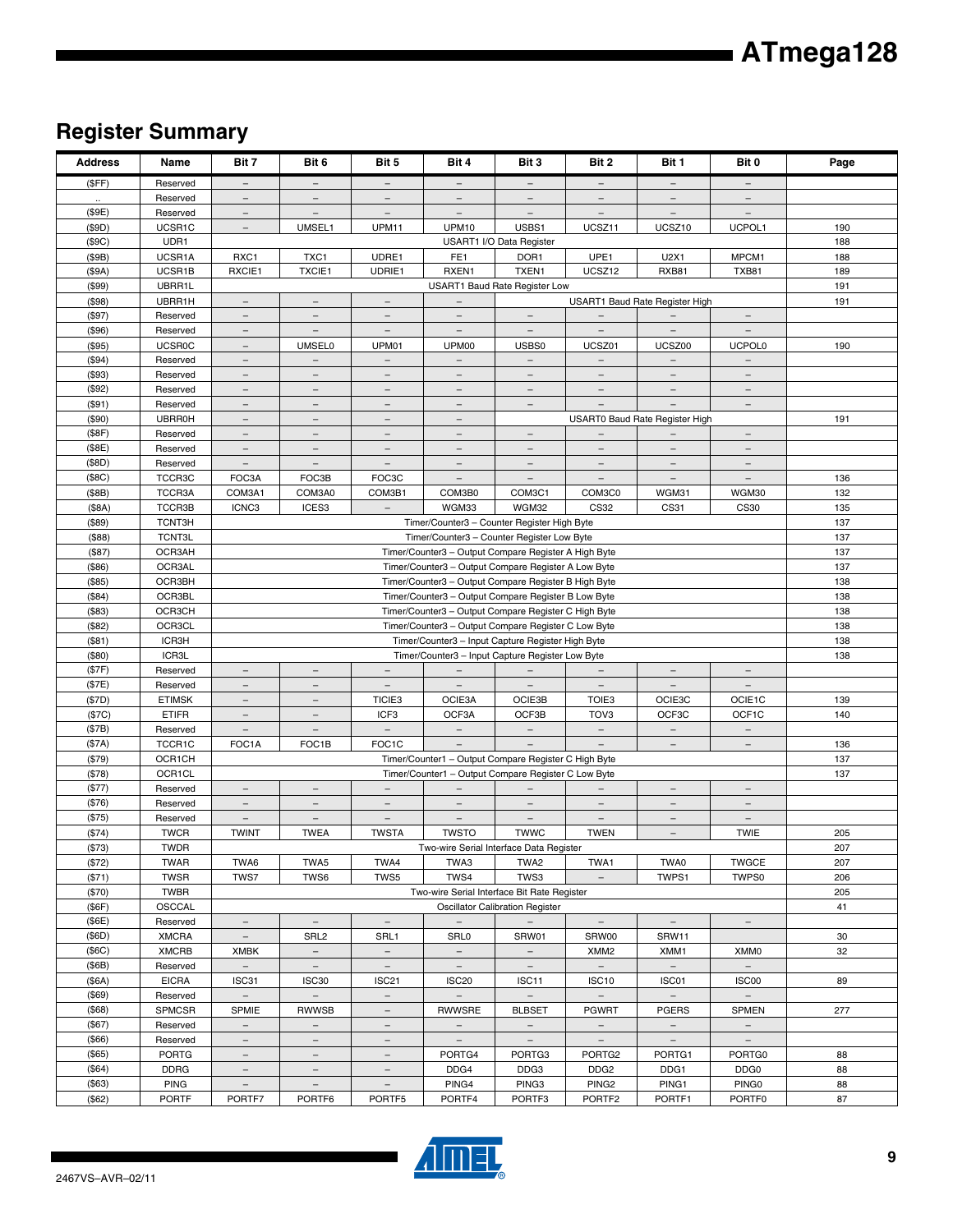## Register Summary

| Address | Name | Bit 7 | Bit 6 | Bit 5 | Bit 4 | Bit 3 | Bit 2 | Bit 1 | Bit 0 | Page |
|---|---|---|---|---|---|---|---|---|---|---|
| ($FF) | Reserved | – | – | – | – | – | – | – | – | |
| .. | Reserved | – | – | – | – | – | – | – | – | |
| ($9E) | Reserved | – | – | – | – | – | – | – | – | |
| ($9D) | UCSR1C | – | UMSEL1 | UPM11 | UPM10 | USBS1 | UCSZ11 | UCSZ10 | UCPOL1 | 190 |
| ($9C) | UDR1 | USART1 I/O Data Register | | | | | | | | 188 |
| ($9B) | UCSR1A | RXC1 | TXC1 | UDRE1 | FE1 | DOR1 | UPE1 | U2X1 | MPCM1 | 188 |
| ($9A) | UCSR1B | RXCIE1 | TXCIE1 | UDRIE1 | RXEN1 | TXEN1 | UCSZ12 | RXB81 | TXB81 | 189 |
| ($99) | UBRR1L | USART1 Baud Rate Register Low | | | | | | | | 191 |
| ($98) | UBRR1H | – | – | – | – | USART1 Baud Rate Register High | | | | 191 |
| ($97) | Reserved | – | – | – | – | – | – | – | – | |
| ($96) | Reserved | – | – | – | – | – | – | – | – | |
| ($95) | UCSR0C | – | UMSEL0 | UPM01 | UPM00 | USBS0 | UCSZ01 | UCSZ00 | UCPOL0 | 190 |
| ($94) | Reserved | – | – | – | – | – | – | – | – | |
| ($93) | Reserved | – | – | – | – | – | – | – | – | |
| ($92) | Reserved | – | – | – | – | – | – | – | – | |
| ($91) | Reserved | – | – | – | – | – | – | – | – | |
| ($90) | UBRR0H | – | – | – | – | USART0 Baud Rate Register High | | | | 191 |
| ($8F) | Reserved | – | – | – | – | – | – | – | – | |
| ($8E) | Reserved | – | – | – | – | – | – | – | – | |
| ($8D) | Reserved | – | – | – | – | – | – | – | – | |
| ($8C) | TCCR3C | FOC3A | FOC3B | FOC3C | – | – | – | – | – | 136 |
| ($8B) | TCCR3A | COM3A1 | COM3A0 | COM3B1 | COM3B0 | COM3C1 | COM3C0 | WGM31 | WGM30 | 132 |
| ($8A) | TCCR3B | ICNC3 | ICES3 | – | WGM33 | WGM32 | CS32 | CS31 | CS30 | 135 |
| ($89) | TCNT3H | Timer/Counter3 – Counter Register High Byte | | | | | | | | 137 |
| ($88) | TCNT3L | Timer/Counter3 – Counter Register Low Byte | | | | | | | | 137 |
| ($87) | OCR3AH | Timer/Counter3 – Output Compare Register A High Byte | | | | | | | | 137 |
| ($86) | OCR3AL | Timer/Counter3 – Output Compare Register A Low Byte | | | | | | | | 137 |
| ($85) | OCR3BH | Timer/Counter3 – Output Compare Register B High Byte | | | | | | | | 138 |
| ($84) | OCR3BL | Timer/Counter3 – Output Compare Register B Low Byte | | | | | | | | 138 |
| ($83) | OCR3CH | Timer/Counter3 – Output Compare Register C High Byte | | | | | | | | 138 |
| ($82) | OCR3CL | Timer/Counter3 – Output Compare Register C Low Byte | | | | | | | | 138 |
| ($81) | ICR3H | Timer/Counter3 – Input Capture Register High Byte | | | | | | | | 138 |
| ($80) | ICR3L | Timer/Counter3 – Input Capture Register Low Byte | | | | | | | | 138 |
| ($7F) | Reserved | – | – | – | – | – | – | – | – | |
| ($7E) | Reserved | – | – | – | – | – | – | – | – | |
| ($7D) | ETIMSK | – | – | TICIE3 | OCIE3A | OCIE3B | TOIE3 | OCIE3C | OCIE1C | 139 |
| ($7C) | ETIFR | – | – | ICF3 | OCF3A | OCF3B | TOV3 | OCF3C | OCF1C | 140 |
| ($7B) | Reserved | – | – | – | – | – | – | – | – | |
| ($7A) | TCCR1C | FOC1A | FOC1B | FOC1C | – | – | – | – | – | 136 |
| ($79) | OCR1CH | Timer/Counter1 – Output Compare Register C High Byte | | | | | | | | 137 |
| ($78) | OCR1CL | Timer/Counter1 – Output Compare Register C Low Byte | | | | | | | | 137 |
| ($77) | Reserved | – | – | – | – | – | – | – | – | |
| ($76) | Reserved | – | – | – | – | – | – | – | – | |
| ($75) | Reserved | – | – | – | – | – | – | – | – | |
| ($74) | TWCR | TWINT | TWEA | TWSTA | TWSTO | TWWC | TWEN | – | TWIE | 205 |
| ($73) | TWDR | Two-wire Serial Interface Data Register | | | | | | | | 207 |
| ($72) | TWAR | TWA6 | TWA5 | TWA4 | TWA3 | TWA2 | TWA1 | TWA0 | TWGCE | 207 |
| ($71) | TWSR | TWS7 | TWS6 | TWS5 | TWS4 | TWS3 | – | TWPS1 | TWPS0 | 206 |
| ($70) | TWBR | Two-wire Serial Interface Bit Rate Register | | | | | | | | 205 |
| ($6F) | OSCCAL | Oscillator Calibration Register | | | | | | | | 41 |
| ($6E) | Reserved | – | – | – | – | – | – | – | – | |
| ($6D) | XMCRA | – | SRL2 | SRL1 | SRL0 | SRW01 | SRW00 | SRW11 | | 30 |
| ($6C) | XMCRB | XMBK | – | – | – | – | XMM2 | XMM1 | XMM0 | 32 |
| ($6B) | Reserved | – | – | – | – | – | – | – | – | |
| ($6A) | EICRA | ISC31 | ISC30 | ISC21 | ISC20 | ISC11 | ISC10 | ISC01 | ISC00 | 89 |
| ($69) | Reserved | – | – | – | – | – | – | – | – | |
| ($68) | SPMCSR | SPMIE | RWWSB | – | RWWSRE | BLBSET | PGWRT | PGERS | SPMEN | 277 |
| ($67) | Reserved | – | – | – | – | – | – | – | – | |
| ($66) | Reserved | – | – | – | – | – | – | – | – | |
| ($65) | PORTG | – | – | – | PORTG4 | PORTG3 | PORTG2 | PORTG1 | PORTG0 | 88 |
| ($64) | DDRG | – | – | – | DDG4 | DDG3 | DDG2 | DDG1 | DDG0 | 88 |
| ($63) | PING | – | – | – | PING4 | PING3 | PING2 | PING1 | PING0 | 88 |
| ($62) | PORTF | PORTF7 | PORTF6 | PORTF5 | PORTF4 | PORTF3 | PORTF2 | PORTF1 | PORTF0 | 87 |

2467VS–AVR–02/11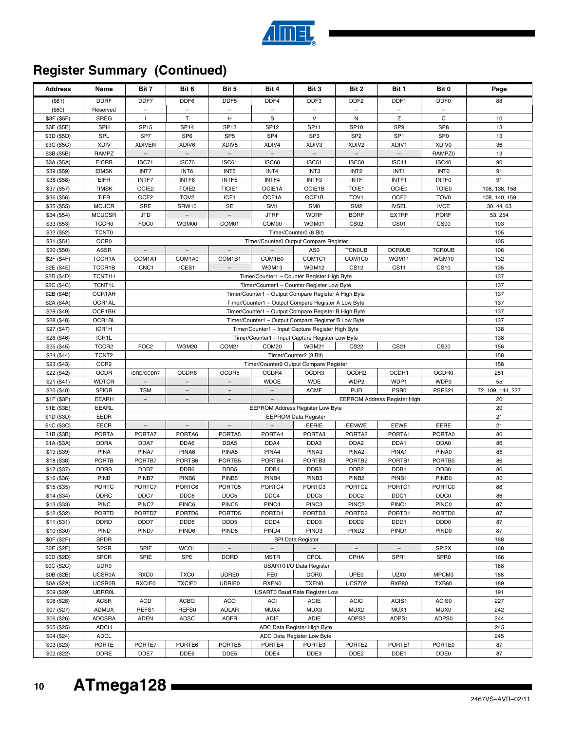## Register Summary (Continued)

| Address | Name | Bit 7 | Bit 6 | Bit 5 | Bit 4 | Bit 3 | Bit 2 | Bit 1 | Bit 0 | Page |
|---|---|---|---|---|---|---|---|---|---|---|
| ($61) | DDRF | DDF7 | DDF6 | DDF5 | DDF4 | DDF3 | DDF2 | DDF1 | DDF0 | 88 |
| ($60) | Reserved | – | – | – | – | – | – | – | – | |
| $3F ($5F) | SREG | I | T | H | S | V | N | Z | C | 10 |
| $3E ($5E) | SPH | SP15 | SP14 | SP13 | SP12 | SP11 | SP10 | SP9 | SP8 | 13 |
| $3D ($5D) | SPL | SP7 | SP6 | SP5 | SP4 | SP3 | SP2 | SP1 | SP0 | 13 |
| $3C ($5C) | XDIV | XDIVEN | XDIV6 | XDIV5 | XDIV4 | XDIV3 | XDIV2 | XDIV1 | XDIV0 | 36 |
| $3B ($5B) | RAMPZ | – | – | – | – | – | – | – | RAMPZ0 | 13 |
| $3A ($5A) | EICRB | ISC71 | ISC70 | ISC61 | ISC60 | ISC51 | ISC50 | ISC41 | ISC40 | 90 |
| $39 ($59) | EIMSK | INT7 | INT6 | INT5 | INT4 | INT3 | INT2 | INT1 | INT0 | 91 |
| $38 ($58) | EIFR | INTF7 | INTF6 | INTF5 | INTF4 | INTF3 | INTF | INTF1 | INTF0 | 91 |
| $37 ($57) | TIMSK | OCIE2 | TOIE2 | TICIE1 | OCIE1A | OCIE1B | TOIE1 | OCIE0 | TOIE0 | 108, 138, 158 |
| $36 ($56) | TIFR | OCF2 | TOV2 | ICF1 | OCF1A | OCF1B | TOV1 | OCF0 | TOV0 | 108, 140, 159 |
| $35 ($55) | MCUCR | SRE | SRW10 | SE | SM1 | SM0 | SM2 | IVSEL | IVCE | 30, 44, 63 |
| $34 ($54) | MCUCSR | JTD | – | – | JTRF | WDRF | BORF | EXTRF | PORF | 53, 254 |
| $33 ($53) | TCCR0 | FOC0 | WGM00 | COM01 | COM00 | WGM01 | CS02 | CS01 | CS00 | 103 |
| $32 ($52) | TCNT0 | Timer/Counter0 (8 Bit) | | | | | | | | 105 |
| $31 ($51) | OCR0 | Timer/Counter0 Output Compare Register | | | | | | | | 105 |
| $30 ($50) | ASSR | – | – | – | – | AS0 | TCN0UB | OCR0UB | TCR0UB | 106 |
| $2F ($4F) | TCCR1A | COM1A1 | COM1A0 | COM1B1 | COM1B0 | COM1C1 | COM1C0 | WGM11 | WGM10 | 132 |
| $2E ($4E) | TCCR1B | ICNC1 | ICES1 | – | WGM13 | WGM12 | CS12 | CS11 | CS10 | 135 |
| $2D ($4D) | TCNT1H | Timer/Counter1 – Counter Register High Byte | | | | | | | | 137 |
| $2C ($4C) | TCNT1L | Timer/Counter1 – Counter Register Low Byte | | | | | | | | 137 |
| $2B ($4B) | OCR1AH | Timer/Counter1 – Output Compare Register A High Byte | | | | | | | | 137 |
| $2A ($4A) | OCR1AL | Timer/Counter1 – Output Compare Register A Low Byte | | | | | | | | 137 |
| $29 ($49) | OCR1BH | Timer/Counter1 – Output Compare Register B High Byte | | | | | | | | 137 |
| $28 ($48) | OCR1BL | Timer/Counter1 – Output Compare Register B Low Byte | | | | | | | | 137 |
| $27 ($47) | ICR1H | Timer/Counter1 – Input Capture Register High Byte | | | | | | | | 138 |
| $26 ($46) | ICR1L | Timer/Counter1 – Input Capture Register Low Byte | | | | | | | | 138 |
| $25 ($45) | TCCR2 | FOC2 | WGM20 | COM21 | COM20 | WGM21 | CS22 | CS21 | CS20 | 156 |
| $24 ($44) | TCNT2 | Timer/Counter2 (8 Bit) | | | | | | | | 158 |
| $23 ($43) | OCR2 | Timer/Counter2 Output Compare Register | | | | | | | | 158 |
| $22 ($42) | OCDR | IDRD/OCDR7 | OCDR6 | OCDR5 | OCDR4 | OCDR3 | OCDR2 | OCDR1 | OCDR0 | 251 |
| $21 ($41) | WDTCR | – | – | – | WDCE | WDE | WDP2 | WDP1 | WDP0 | 55 |
| $20 ($40) | SFIOR | TSM | – | – | – | ACME | PUD | PSR0 | PSR321 | 72, 109, 144, 227 |
| $1F ($3F) | EEARH | – | – | – | – | EEPROM Address Register High | | | | 20 |
| $1E ($3E) | EEARL | EEPROM Address Register Low Byte | | | | | | | | 20 |
| $1D ($3D) | EEDR | EEPROM Data Register | | | | | | | | 21 |
| $1C ($3C) | EECR | – | – | – | – | EERIE | EEMWE | EEWE | EERE | 21 |
| $1B ($3B) | PORTA | PORTA7 | PORTA6 | PORTA5 | PORTA4 | PORTA3 | PORTA2 | PORTA1 | PORTA0 | 86 |
| $1A ($3A) | DDRA | DDA7 | DDA6 | DDA5 | DDA4 | DDA3 | DDA2 | DDA1 | DDA0 | 86 |
| $19 ($39) | PINA | PINA7 | PINA6 | PINA5 | PINA4 | PINA3 | PINA2 | PINA1 | PINA0 | 86 |
| $18 ($38) | PORTB | PORTB7 | PORTB6 | PORTB5 | PORTB4 | PORTB3 | PORTB2 | PORTB1 | PORTB0 | 86 |
| $17 ($37) | DDRB | DDB7 | DDB6 | DDB5 | DDB4 | DDB3 | DDB2 | DDB1 | DDB0 | 86 |
| $16 ($36) | PINB | PINB7 | PINB6 | PINB5 | PINB4 | PINB3 | PINB2 | PINB1 | PINB0 | 86 |
| $15 ($35) | PORTC | PORTC7 | PORTC6 | PORTC5 | PORTC4 | PORTC3 | PORTC2 | PORTC1 | PORTC0 | 86 |
| $14 ($34) | DDRC | DDC7 | DDC6 | DDC5 | DDC4 | DDC3 | DDC2 | DDC1 | DDC0 | 86 |
| $13 ($33) | PINC | PINC7 | PINC6 | PINC5 | PINC4 | PINC3 | PINC2 | PINC1 | PINC0 | 87 |
| $12 ($32) | PORTD | PORTD7 | PORTD6 | PORTD5 | PORTD4 | PORTD3 | PORTD2 | PORTD1 | PORTD0 | 87 |
| $11 ($31) | DDRD | DDD7 | DDD6 | DDD5 | DDD4 | DDD3 | DDD2 | DDD1 | DDD0 | 87 |
| $10 ($30) | PIND | PIND7 | PIND6 | PIND5 | PIND4 | PIND3 | PIND2 | PIND1 | PIND0 | 87 |
| $0F ($2F) | SPDR | SPI Data Register | | | | | | | | 168 |
| $0E ($2E) | SPSR | SPIF | WCOL | – | – | – | – | – | SPI2X | 168 |
| $0D ($2D) | SPCR | SPIE | SPE | DORD | MSTR | CPOL | CPHA | SPR1 | SPR0 | 166 |
| $0C ($2C) | UDR0 | USART0 I/O Data Register | | | | | | | | 188 |
| $0B ($2B) | UCSR0A | RXC0 | TXC0 | UDRE0 | FE0 | DOR0 | UPE0 | U2X0 | MPCM0 | 188 |
| $0A ($2A) | UCSR0B | RXCIE0 | TXCIE0 | UDRIE0 | RXEN0 | TXEN0 | UCSZ02 | RXB80 | TXB80 | 189 |
| $09 ($29) | UBRR0L | USART0 Baud Rate Register Low | | | | | | | | 191 |
| $08 ($28) | ACSR | ACD | ACBG | ACO | ACI | ACIE | ACIC | ACIS1 | ACIS0 | 227 |
| $07 ($27) | ADMUX | REFS1 | REFS0 | ADLAR | MUX4 | MUX3 | MUX2 | MUX1 | MUX0 | 242 |
| $06 ($26) | ADCSRA | ADEN | ADSC | ADFR | ADIF | ADIE | ADPS2 | ADPS1 | ADPS0 | 244 |
| $05 ($25) | ADCH | ADC Data Register High Byte | | | | | | | | 245 |
| $04 ($24) | ADCL | ADC Data Register Low Byte | | | | | | | | 245 |
| $03 ($23) | PORTE | PORTE7 | PORTE6 | PORTE5 | PORTE4 | PORTE3 | PORTE2 | PORTE1 | PORTE0 | 87 |
| $02 ($22) | DDRE | DDE7 | DDE6 | DDE5 | DDE4 | DDE3 | DDE2 | DDE1 | DDE0 | 87 |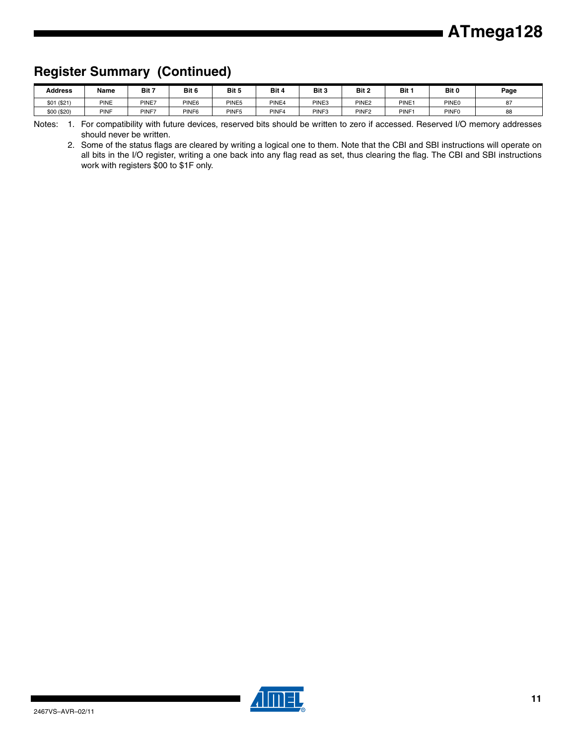## Register Summary (Continued)

| Address | Name | Bit 7 | Bit 6 | Bit 5 | Bit 4 | Bit 3 | Bit 2 | Bit 1 | Bit 0 | Page |
|---|---|---|---|---|---|---|---|---|---|---|
| $01 ($21) | PINE | PINE7 | PINE6 | PINE5 | PINE4 | PINE3 | PINE2 | PINE1 | PINE0 | 87 |
| $00 ($20) | PINF | PINF7 | PINF6 | PINF5 | PINF4 | PINF3 | PINF2 | PINF1 | PINF0 | 88 |

Notes: 1. For compatibility with future devices, reserved bits should be written to zero if accessed. Reserved I/O memory addresses should never be written.

2. Some of the status flags are cleared by writing a logical one to them. Note that the CBI and SBI instructions will operate on all bits in the I/O register, writing a one back into any flag read as set, thus clearing the flag. The CBI and SBI instructions work with registers $00 to $1F only.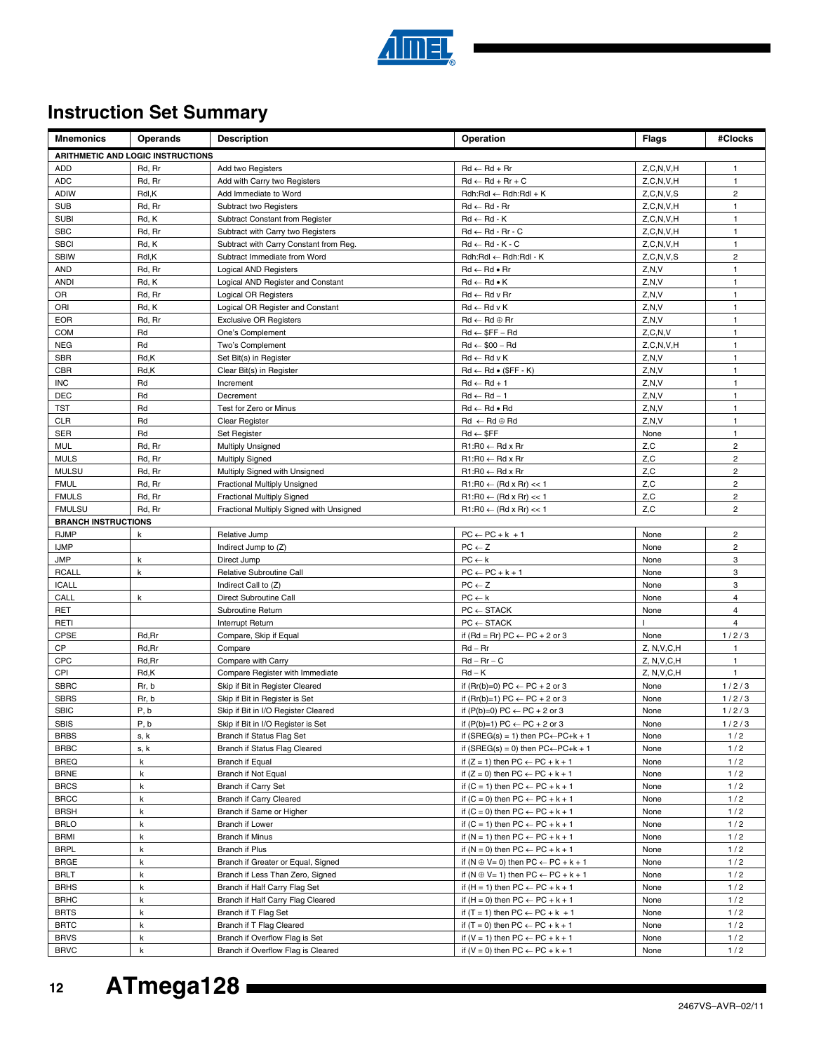# Instruction Set Summary

| Mnemonics | Operands | Description | Operation | Flags | #Clocks |
|---|---|---|---|---|---|
| **ARITHMETIC AND LOGIC INSTRUCTIONS** | | | | | |
| ADD | Rd, Rr | Add two Registers | Rd ← Rd + Rr | Z,C,N,V,H | 1 |
| ADC | Rd, Rr | Add with Carry two Registers | Rd ← Rd + Rr + C | Z,C,N,V,H | 1 |
| ADIW | Rdl,K | Add Immediate to Word | Rdh:Rdl ← Rdh:Rdl + K | Z,C,N,V,S | 2 |
| SUB | Rd, Rr | Subtract two Registers | Rd ← Rd - Rr | Z,C,N,V,H | 1 |
| SUBI | Rd, K | Subtract Constant from Register | Rd ← Rd - K | Z,C,N,V,H | 1 |
| SBC | Rd, Rr | Subtract with Carry two Registers | Rd ← Rd - Rr - C | Z,C,N,V,H | 1 |
| SBCI | Rd, K | Subtract with Carry Constant from Reg. | Rd ← Rd - K - C | Z,C,N,V,H | 1 |
| SBIW | Rdl,K | Subtract Immediate from Word | Rdh:Rdl ← Rdh:Rdl - K | Z,C,N,V,S | 2 |
| AND | Rd, Rr | Logical AND Registers | Rd ← Rd • Rr | Z,N,V | 1 |
| ANDI | Rd, K | Logical AND Register and Constant | Rd ← Rd • K | Z,N,V | 1 |
| OR | Rd, Rr | Logical OR Registers | Rd ← Rd v Rr | Z,N,V | 1 |
| ORI | Rd, K | Logical OR Register and Constant | Rd ← Rd v K | Z,N,V | 1 |
| EOR | Rd, Rr | Exclusive OR Registers | Rd ← Rd ⊕ Rr | Z,N,V | 1 |
| COM | Rd | One's Complement | Rd ← $FF − Rd | Z,C,N,V | 1 |
| NEG | Rd | Two's Complement | Rd ← $00 − Rd | Z,C,N,V,H | 1 |
| SBR | Rd,K | Set Bit(s) in Register | Rd ← Rd v K | Z,N,V | 1 |
| CBR | Rd,K | Clear Bit(s) in Register | Rd ← Rd • ($FF - K) | Z,N,V | 1 |
| INC | Rd | Increment | Rd ← Rd + 1 | Z,N,V | 1 |
| DEC | Rd | Decrement | Rd ← Rd − 1 | Z,N,V | 1 |
| TST | Rd | Test for Zero or Minus | Rd ← Rd • Rd | Z,N,V | 1 |
| CLR | Rd | Clear Register | Rd ← Rd ⊕ Rd | Z,N,V | 1 |
| SER | Rd | Set Register | Rd ← $FF | None | 1 |
| MUL | Rd, Rr | Multiply Unsigned | R1:R0 ← Rd x Rr | Z,C | 2 |
| MULS | Rd, Rr | Multiply Signed | R1:R0 ← Rd x Rr | Z,C | 2 |
| MULSU | Rd, Rr | Multiply Signed with Unsigned | R1:R0 ← Rd x Rr | Z,C | 2 |
| FMUL | Rd, Rr | Fractional Multiply Unsigned | R1:R0 ← (Rd x Rr) << 1 | Z,C | 2 |
| FMULS | Rd, Rr | Fractional Multiply Signed | R1:R0 ← (Rd x Rr) << 1 | Z,C | 2 |
| FMULSU | Rd, Rr | Fractional Multiply Signed with Unsigned | R1:R0 ← (Rd x Rr) << 1 | Z,C | 2 |
| **BRANCH INSTRUCTIONS** | | | | | |
| RJMP | k | Relative Jump | PC ← PC + k + 1 | None | 2 |
| IJMP | | Indirect Jump to (Z) | PC ← Z | None | 2 |
| JMP | k | Direct Jump | PC ← k | None | 3 |
| RCALL | k | Relative Subroutine Call | PC ← PC + k + 1 | None | 3 |
| ICALL | | Indirect Call to (Z) | PC ← Z | None | 3 |
| CALL | k | Direct Subroutine Call | PC ← k | None | 4 |
| RET | | Subroutine Return | PC ← STACK | None | 4 |
| RETI | | Interrupt Return | PC ← STACK | I | 4 |
| CPSE | Rd,Rr | Compare, Skip if Equal | if (Rd = Rr) PC ← PC + 2 or 3 | None | 1 / 2 / 3 |
| CP | Rd,Rr | Compare | Rd − Rr | Z, N,V,C,H | 1 |
| CPC | Rd,Rr | Compare with Carry | Rd − Rr − C | Z, N,V,C,H | 1 |
| CPI | Rd,K | Compare Register with Immediate | Rd − K | Z, N,V,C,H | 1 |
| SBRC | Rr, b | Skip if Bit in Register Cleared | if (Rr(b)=0) PC ← PC + 2 or 3 | None | 1 / 2 / 3 |
| SBRS | Rr, b | Skip if Bit in Register is Set | if (Rr(b)=1) PC ← PC + 2 or 3 | None | 1 / 2 / 3 |
| SBIC | P, b | Skip if Bit in I/O Register Cleared | if (P(b)=0) PC ← PC + 2 or 3 | None | 1 / 2 / 3 |
| SBIS | P, b | Skip if Bit in I/O Register is Set | if (P(b)=1) PC ← PC + 2 or 3 | None | 1 / 2 / 3 |
| BRBS | s, k | Branch if Status Flag Set | if (SREG(s) = 1) then PC←PC+k + 1 | None | 1 / 2 |
| BRBC | s, k | Branch if Status Flag Cleared | if (SREG(s) = 0) then PC←PC+k + 1 | None | 1 / 2 |
| BREQ | k | Branch if Equal | if (Z = 1) then PC ← PC + k + 1 | None | 1 / 2 |
| BRNE | k | Branch if Not Equal | if (Z = 0) then PC ← PC + k + 1 | None | 1 / 2 |
| BRCS | k | Branch if Carry Set | if (C = 1) then PC ← PC + k + 1 | None | 1 / 2 |
| BRCC | k | Branch if Carry Cleared | if (C = 0) then PC ← PC + k + 1 | None | 1 / 2 |
| BRSH | k | Branch if Same or Higher | if (C = 0) then PC ← PC + k + 1 | None | 1 / 2 |
| BRLO | k | Branch if Lower | if (C = 1) then PC ← PC + k + 1 | None | 1 / 2 |
| BRMI | k | Branch if Minus | if (N = 1) then PC ← PC + k + 1 | None | 1 / 2 |
| BRPL | k | Branch if Plus | if (N = 0) then PC ← PC + k + 1 | None | 1 / 2 |
| BRGE | k | Branch if Greater or Equal, Signed | if (N ⊕ V= 0) then PC ← PC + k + 1 | None | 1 / 2 |
| BRLT | k | Branch if Less Than Zero, Signed | if (N ⊕ V= 1) then PC ← PC + k + 1 | None | 1 / 2 |
| BRHS | k | Branch if Half Carry Flag Set | if (H = 1) then PC ← PC + k + 1 | None | 1 / 2 |
| BRHC | k | Branch if Half Carry Flag Cleared | if (H = 0) then PC ← PC + k + 1 | None | 1 / 2 |
| BRTS | k | Branch if T Flag Set | if (T = 1) then PC ← PC + k + 1 | None | 1 / 2 |
| BRTC | k | Branch if T Flag Cleared | if (T = 0) then PC ← PC + k + 1 | None | 1 / 2 |
| BRVS | k | Branch if Overflow Flag is Set | if (V = 1) then PC ← PC + k + 1 | None | 1 / 2 |
| BRVC | k | Branch if Overflow Flag is Cleared | if (V = 0) then PC ← PC + k + 1 | None | 1 / 2 |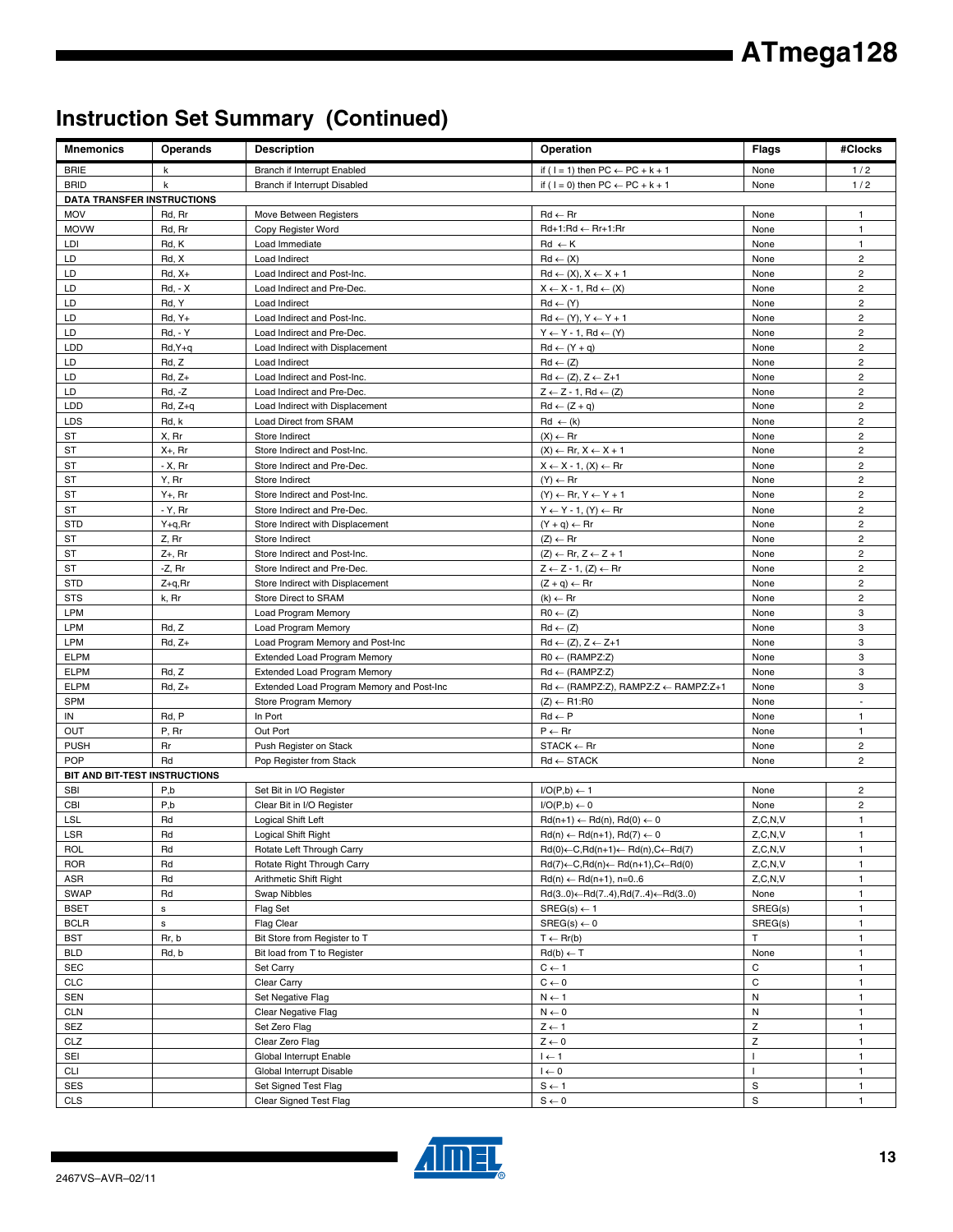## Instruction Set Summary (Continued)

| Mnemonics | Operands | Description | Operation | Flags | #Clocks |
|---|---|---|---|---|---|
| BRIE | k | Branch if Interrupt Enabled | if ( I = 1) then PC ← PC + k + 1 | None | 1 / 2 |
| BRID | k | Branch if Interrupt Disabled | if ( I = 0) then PC ← PC + k + 1 | None | 1 / 2 |
| **DATA TRANSFER INSTRUCTIONS** | | | | | |
| MOV | Rd, Rr | Move Between Registers | Rd ← Rr | None | 1 |
| MOVW | Rd, Rr | Copy Register Word | Rd+1:Rd ← Rr+1:Rr | None | 1 |
| LDI | Rd, K | Load Immediate | Rd ← K | None | 1 |
| LD | Rd, X | Load Indirect | Rd ← (X) | None | 2 |
| LD | Rd, X+ | Load Indirect and Post-Inc. | Rd ← (X), X ← X + 1 | None | 2 |
| LD | Rd, - X | Load Indirect and Pre-Dec. | X ← X - 1, Rd ← (X) | None | 2 |
| LD | Rd, Y | Load Indirect | Rd ← (Y) | None | 2 |
| LD | Rd, Y+ | Load Indirect and Post-Inc. | Rd ← (Y), Y ← Y + 1 | None | 2 |
| LD | Rd, - Y | Load Indirect and Pre-Dec. | Y ← Y - 1, Rd ← (Y) | None | 2 |
| LDD | Rd,Y+q | Load Indirect with Displacement | Rd ← (Y + q) | None | 2 |
| LD | Rd, Z | Load Indirect | Rd ← (Z) | None | 2 |
| LD | Rd, Z+ | Load Indirect and Post-Inc. | Rd ← (Z), Z ← Z+1 | None | 2 |
| LD | Rd, -Z | Load Indirect and Pre-Dec. | Z ← Z - 1, Rd ← (Z) | None | 2 |
| LDD | Rd, Z+q | Load Indirect with Displacement | Rd ← (Z + q) | None | 2 |
| LDS | Rd, k | Load Direct from SRAM | Rd ← (k) | None | 2 |
| ST | X, Rr | Store Indirect | (X) ← Rr | None | 2 |
| ST | X+, Rr | Store Indirect and Post-Inc. | (X) ← Rr, X ← X + 1 | None | 2 |
| ST | - X, Rr | Store Indirect and Pre-Dec. | X ← X - 1, (X) ← Rr | None | 2 |
| ST | Y, Rr | Store Indirect | (Y) ← Rr | None | 2 |
| ST | Y+, Rr | Store Indirect and Post-Inc. | (Y) ← Rr, Y ← Y + 1 | None | 2 |
| ST | - Y, Rr | Store Indirect and Pre-Dec. | Y ← Y - 1, (Y) ← Rr | None | 2 |
| STD | Y+q,Rr | Store Indirect with Displacement | (Y + q) ← Rr | None | 2 |
| ST | Z, Rr | Store Indirect | (Z) ← Rr | None | 2 |
| ST | Z+, Rr | Store Indirect and Post-Inc. | (Z) ← Rr, Z ← Z + 1 | None | 2 |
| ST | -Z, Rr | Store Indirect and Pre-Dec. | Z ← Z - 1, (Z) ← Rr | None | 2 |
| STD | Z+q,Rr | Store Indirect with Displacement | (Z + q) ← Rr | None | 2 |
| STS | k, Rr | Store Direct to SRAM | (k) ← Rr | None | 2 |
| LPM | | Load Program Memory | R0 ← (Z) | None | 3 |
| LPM | Rd, Z | Load Program Memory | Rd ← (Z) | None | 3 |
| LPM | Rd, Z+ | Load Program Memory and Post-Inc | Rd ← (Z), Z ← Z+1 | None | 3 |
| ELPM | | Extended Load Program Memory | R0 ← (RAMPZ:Z) | None | 3 |
| ELPM | Rd, Z | Extended Load Program Memory | Rd ← (RAMPZ:Z) | None | 3 |
| ELPM | Rd, Z+ | Extended Load Program Memory and Post-Inc | Rd ← (RAMPZ:Z), RAMPZ:Z ← RAMPZ:Z+1 | None | 3 |
| SPM | | Store Program Memory | (Z) ← R1:R0 | None | - |
| IN | Rd, P | In Port | Rd ← P | None | 1 |
| OUT | P, Rr | Out Port | P ← Rr | None | 1 |
| PUSH | Rr | Push Register on Stack | STACK ← Rr | None | 2 |
| POP | Rd | Pop Register from Stack | Rd ← STACK | None | 2 |
| **BIT AND BIT-TEST INSTRUCTIONS** | | | | | |
| SBI | P,b | Set Bit in I/O Register | I/O(P,b) ← 1 | None | 2 |
| CBI | P,b | Clear Bit in I/O Register | I/O(P,b) ← 0 | None | 2 |
| LSL | Rd | Logical Shift Left | Rd(n+1) ← Rd(n), Rd(0) ← 0 | Z,C,N,V | 1 |
| LSR | Rd | Logical Shift Right | Rd(n) ← Rd(n+1), Rd(7) ← 0 | Z,C,N,V | 1 |
| ROL | Rd | Rotate Left Through Carry | Rd(0)←C,Rd(n+1)← Rd(n),C←Rd(7) | Z,C,N,V | 1 |
| ROR | Rd | Rotate Right Through Carry | Rd(7)←C,Rd(n)← Rd(n+1),C←Rd(0) | Z,C,N,V | 1 |
| ASR | Rd | Arithmetic Shift Right | Rd(n) ← Rd(n+1), n=0..6 | Z,C,N,V | 1 |
| SWAP | Rd | Swap Nibbles | Rd(3..0)←Rd(7..4),Rd(7..4)←Rd(3..0) | None | 1 |
| BSET | s | Flag Set | SREG(s) ← 1 | SREG(s) | 1 |
| BCLR | s | Flag Clear | SREG(s) ← 0 | SREG(s) | 1 |
| BST | Rr, b | Bit Store from Register to T | T ← Rr(b) | T | 1 |
| BLD | Rd, b | Bit load from T to Register | Rd(b) ← T | None | 1 |
| SEC | | Set Carry | C ← 1 | C | 1 |
| CLC | | Clear Carry | C ← 0 | C | 1 |
| SEN | | Set Negative Flag | N ← 1 | N | 1 |
| CLN | | Clear Negative Flag | N ← 0 | N | 1 |
| SEZ | | Set Zero Flag | Z ← 1 | Z | 1 |
| CLZ | | Clear Zero Flag | Z ← 0 | Z | 1 |
| SEI | | Global Interrupt Enable | I ← 1 | I | 1 |
| CLI | | Global Interrupt Disable | I ← 0 | I | 1 |
| SES | | Set Signed Test Flag | S ← 1 | S | 1 |
| CLS | | Clear Signed Test Flag | S ← 0 | S | 1 |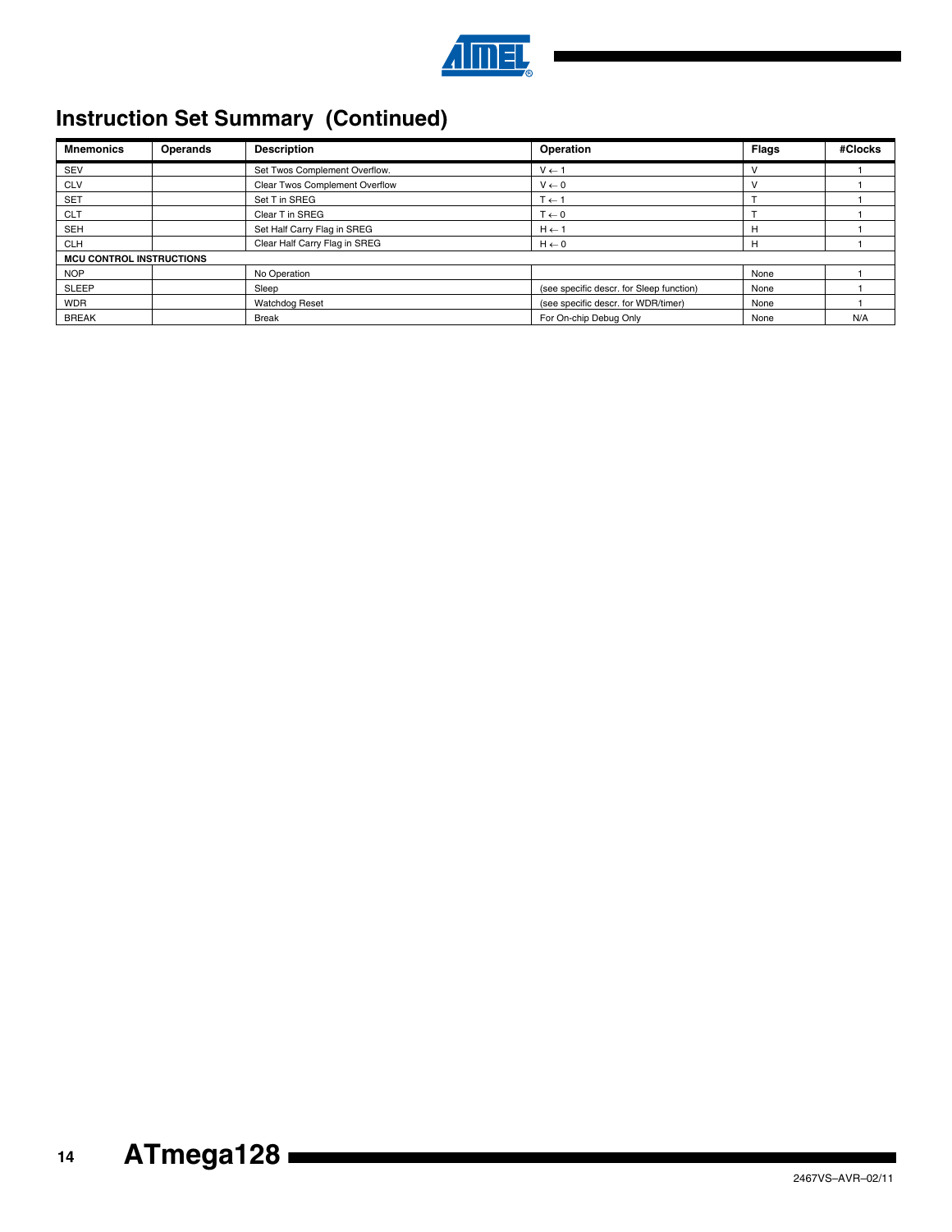## Instruction Set Summary (Continued)

| Mnemonics | Operands | Description | Operation | Flags | #Clocks |
|---|---|---|---|---|---|
| SEV | | Set Twos Complement Overflow. | $V \leftarrow 1$ | V | 1 |
| CLV | | Clear Twos Complement Overflow | $V \leftarrow 0$ | V | 1 |
| SET | | Set T in SREG | $T \leftarrow 1$ | T | 1 |
| CLT | | Clear T in SREG | $T \leftarrow 0$ | T | 1 |
| SEH | | Set Half Carry Flag in SREG | $H \leftarrow 1$ | H | 1 |
| CLH | | Clear Half Carry Flag in SREG | $H \leftarrow 0$ | H | 1 |
| **MCU CONTROL INSTRUCTIONS** | | | | | |
| NOP | | No Operation | | None | 1 |
| SLEEP | | Sleep | (see specific descr. for Sleep function) | None | 1 |
| WDR | | Watchdog Reset | (see specific descr. for WDR/timer) | None | 1 |
| BREAK | | Break | For On-chip Debug Only | None | N/A |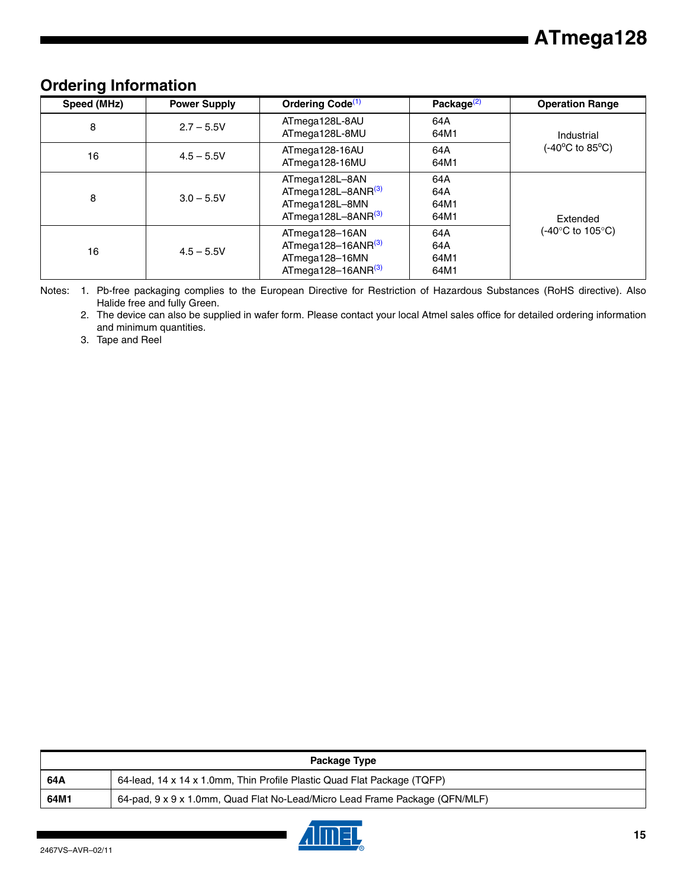## Ordering Information

| Speed (MHz) | Power Supply | Ordering Code[1] | Package[2] | Operation Range |
|---|---|---|---|---|
| 8 | 2.7 – 5.5V | ATmega128L-8AU<br>ATmega128L-8MU | 64A<br>64M1 | Industrial<br>(-40°C to 85°C) |
| 16 | 4.5 – 5.5V | ATmega128-16AU<br>ATmega128-16MU | 64A<br>64M1 | |
| 8 | 3.0 – 5.5V | ATmega128L–8AN<br>ATmega128L–8ANR[3]<br>ATmega128L–8MN<br>ATmega128L–8ANR[3] | 64A<br>64A<br>64M1<br>64M1 | Extended<br>(-40°C to 105°C) |
| 16 | 4.5 – 5.5V | ATmega128–16AN<br>ATmega128–16ANR[3]<br>ATmega128–16MN<br>ATmega128–16ANR[3] | 64A<br>64A<br>64M1<br>64M1 | |

Notes:
1. Pb-free packaging complies to the European Directive for Restriction of Hazardous Substances (RoHS directive). Also Halide free and fully Green.
2. The device can also be supplied in wafer form. Please contact your local Atmel sales office for detailed ordering information and minimum quantities.
3. Tape and Reel

| Package Type | |
|---|---|
| **64A** | 64-lead, 14 x 14 x 1.0mm, Thin Profile Plastic Quad Flat Package (TQFP) |
| **64M1** | 64-pad, 9 x 9 x 1.0mm, Quad Flat No-Lead/Micro Lead Frame Package (QFN/MLF) |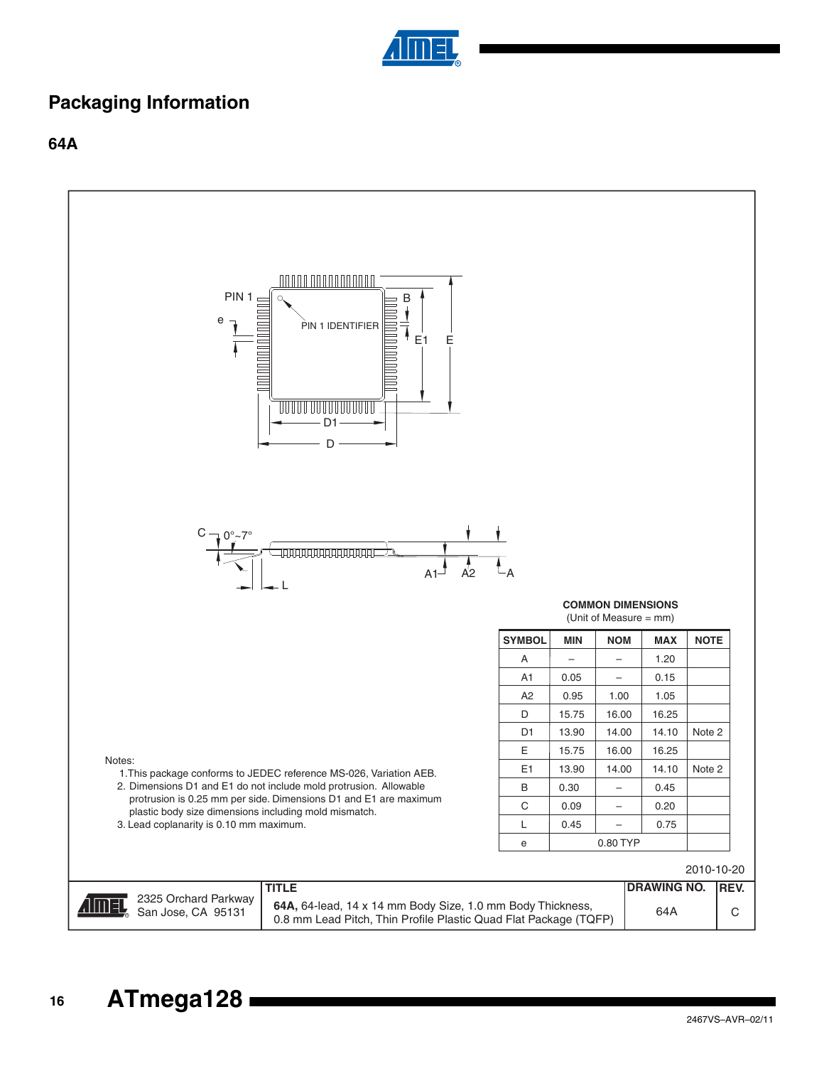# Packaging Information

## 64A

PIN 1

e

PIN 1 IDENTIFIER

B

E1

E

D1

D

C

0°~7°

A1

A2

A

L

**COMMON DIMENSIONS**
(Unit of Measure = mm)

| SYMBOL | MIN | NOM | MAX | NOTE |
|---|---|---|---|---|
| A | – | – | 1.20 | |
| A1 | 0.05 | – | 0.15 | |
| A2 | 0.95 | 1.00 | 1.05 | |
| D | 15.75 | 16.00 | 16.25 | |
| D1 | 13.90 | 14.00 | 14.10 | Note 2 |
| E | 15.75 | 16.00 | 16.25 | |
| E1 | 13.90 | 14.00 | 14.10 | Note 2 |
| B | 0.30 | – | 0.45 | |
| C | 0.09 | – | 0.20 | |
| L | 0.45 | – | 0.75 | |
| e | | 0.80 TYP | | |

Notes:

1. This package conforms to JEDEC reference MS-026, Variation AEB.
2. Dimensions D1 and E1 do not include mold protrusion. Allowable protrusion is 0.25 mm per side. Dimensions D1 and E1 are maximum plastic body size dimensions including mold mismatch.
3. Lead coplanarity is 0.10 mm maximum.

2010-10-20

| | TITLE | DRAWING NO. | REV. |
|---|---|---|---|
| 2325 Orchard Parkway San Jose, CA 95131 | **64A,** 64-lead, 14 x 14 mm Body Size, 1.0 mm Body Thickness, 0.8 mm Lead Pitch, Thin Profile Plastic Quad Flat Package (TQFP) | 64A | C |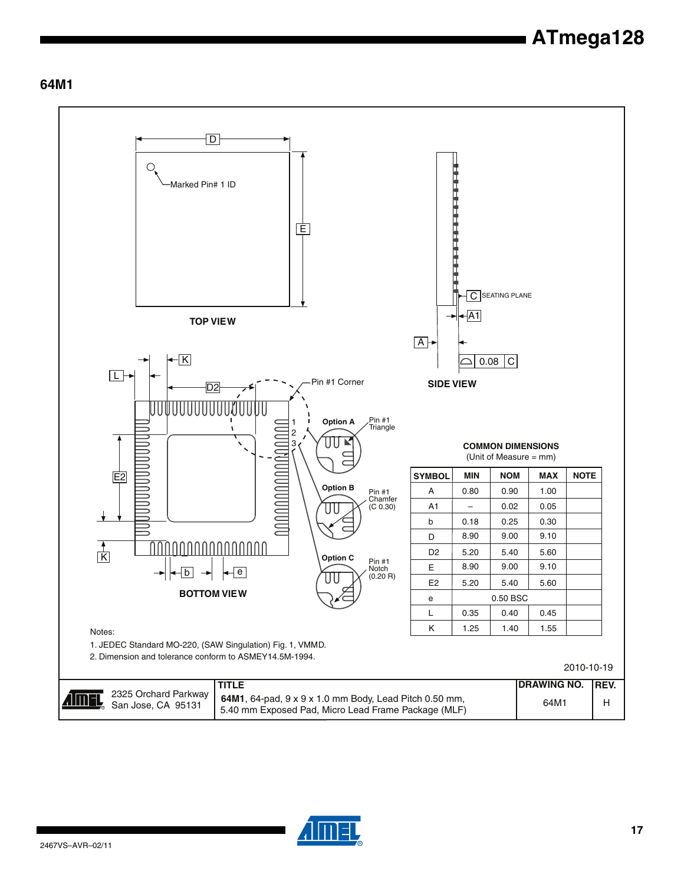## 64M1

TOP VIEW

Marked Pin# 1 ID

SIDE VIEW

SEATING PLANE

BOTTOM VIEW

Pin #1 Corner

Option A — Pin #1 Triangle

Option B — Pin #1 Chamfer (C 0.30)

Option C — Pin #1 Notch (0.20 R)

**COMMON DIMENSIONS**
(Unit of Measure = mm)

| SYMBOL | MIN | NOM | MAX | NOTE |
|---|---|---|---|---|
| A | 0.80 | 0.90 | 1.00 | |
| A1 | – | 0.02 | 0.05 | |
| b | 0.18 | 0.25 | 0.30 | |
| D | 8.90 | 9.00 | 9.10 | |
| D2 | 5.20 | 5.40 | 5.60 | |
| E | 8.90 | 9.00 | 9.10 | |
| E2 | 5.20 | 5.40 | 5.60 | |
| e | | 0.50 BSC | | |
| L | 0.35 | 0.40 | 0.45 | |
| K | 1.25 | 1.40 | 1.55 | |

Notes:
1. JEDEC Standard MO-220, (SAW Singulation) Fig. 1, VMMD.
2. Dimension and tolerance conform to ASMEY14.5M-1994.

2010-10-19

| | TITLE | DRAWING NO. | REV. |
|---|---|---|---|
| 2325 Orchard Parkway San Jose, CA 95131 | **64M1**, 64-pad, 9 x 9 x 1.0 mm Body, Lead Pitch 0.50 mm, 5.40 mm Exposed Pad, Micro Lead Frame Package (MLF) | 64M1 | H |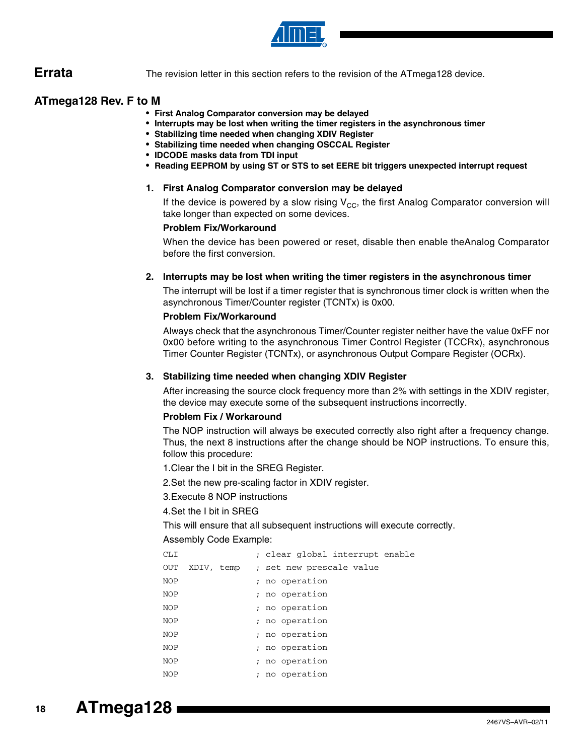# Errata

The revision letter in this section refers to the revision of the ATmega128 device.

## ATmega128 Rev. F to M

- **First Analog Comparator conversion may be delayed**
- **Interrupts may be lost when writing the timer registers in the asynchronous timer**
- **Stabilizing time needed when changing XDIV Register**
- **Stabilizing time needed when changing OSCCAL Register**
- **IDCODE masks data from TDI input**
- **Reading EEPROM by using ST or STS to set EERE bit triggers unexpected interrupt request**

### 1. First Analog Comparator conversion may be delayed

If the device is powered by a slow rising $V_{CC}$, the first Analog Comparator conversion will take longer than expected on some devices.

**Problem Fix/Workaround**

When the device has been powered or reset, disable then enable theAnalog Comparator before the first conversion.

### 2. Interrupts may be lost when writing the timer registers in the asynchronous timer

The interrupt will be lost if a timer register that is synchronous timer clock is written when the asynchronous Timer/Counter register (TCNTx) is 0x00.

**Problem Fix/Workaround**

Always check that the asynchronous Timer/Counter register neither have the value 0xFF nor 0x00 before writing to the asynchronous Timer Control Register (TCCRx), asynchronous Timer Counter Register (TCNTx), or asynchronous Output Compare Register (OCRx).

### 3. Stabilizing time needed when changing XDIV Register

After increasing the source clock frequency more than 2% with settings in the XDIV register, the device may execute some of the subsequent instructions incorrectly.

**Problem Fix / Workaround**

The NOP instruction will always be executed correctly also right after a frequency change. Thus, the next 8 instructions after the change should be NOP instructions. To ensure this, follow this procedure:

1.Clear the I bit in the SREG Register.

2.Set the new pre-scaling factor in XDIV register.

3.Execute 8 NOP instructions

4.Set the I bit in SREG

This will ensure that all subsequent instructions will execute correctly.

Assembly Code Example:

```
CLI                 ; clear global interrupt enable
OUT  XDIV, temp     ; set new prescale value
NOP                 ; no operation
NOP                 ; no operation
NOP                 ; no operation
NOP                 ; no operation
NOP                 ; no operation
NOP                 ; no operation
NOP                 ; no operation
NOP                 ; no operation
```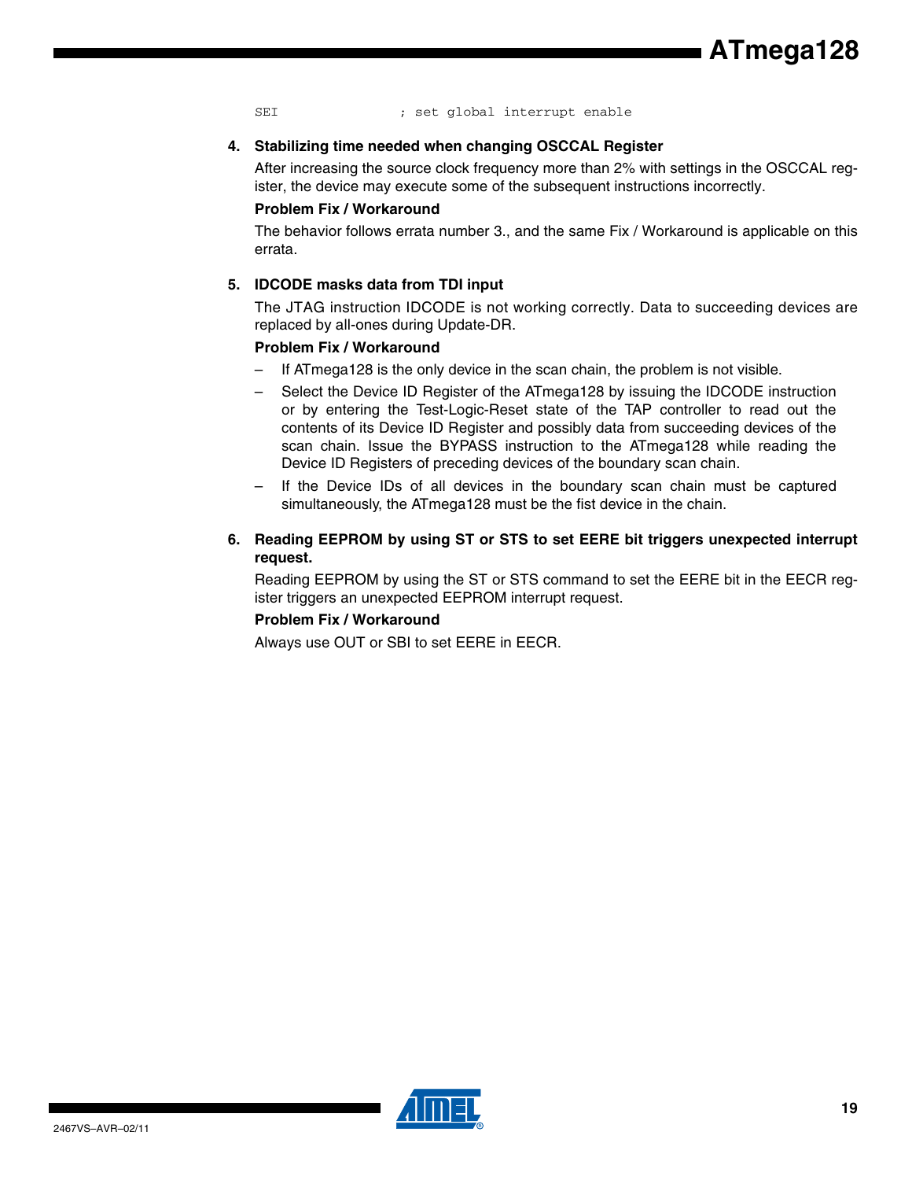```
SEI                 ; set global interrupt enable
```

**4. Stabilizing time needed when changing OSCCAL Register**

After increasing the source clock frequency more than 2% with settings in the OSCCAL register, the device may execute some of the subsequent instructions incorrectly.

**Problem Fix / Workaround**

The behavior follows errata number 3., and the same Fix / Workaround is applicable on this errata.

**5. IDCODE masks data from TDI input**

The JTAG instruction IDCODE is not working correctly. Data to succeeding devices are replaced by all-ones during Update-DR.

**Problem Fix / Workaround**

- If ATmega128 is the only device in the scan chain, the problem is not visible.
- Select the Device ID Register of the ATmega128 by issuing the IDCODE instruction or by entering the Test-Logic-Reset state of the TAP controller to read out the contents of its Device ID Register and possibly data from succeeding devices of the scan chain. Issue the BYPASS instruction to the ATmega128 while reading the Device ID Registers of preceding devices of the boundary scan chain.
- If the Device IDs of all devices in the boundary scan chain must be captured simultaneously, the ATmega128 must be the fist device in the chain.

**6. Reading EEPROM by using ST or STS to set EERE bit triggers unexpected interrupt request.**

Reading EEPROM by using the ST or STS command to set the EERE bit in the EECR register triggers an unexpected EEPROM interrupt request.

**Problem Fix / Workaround**

Always use OUT or SBI to set EERE in EECR.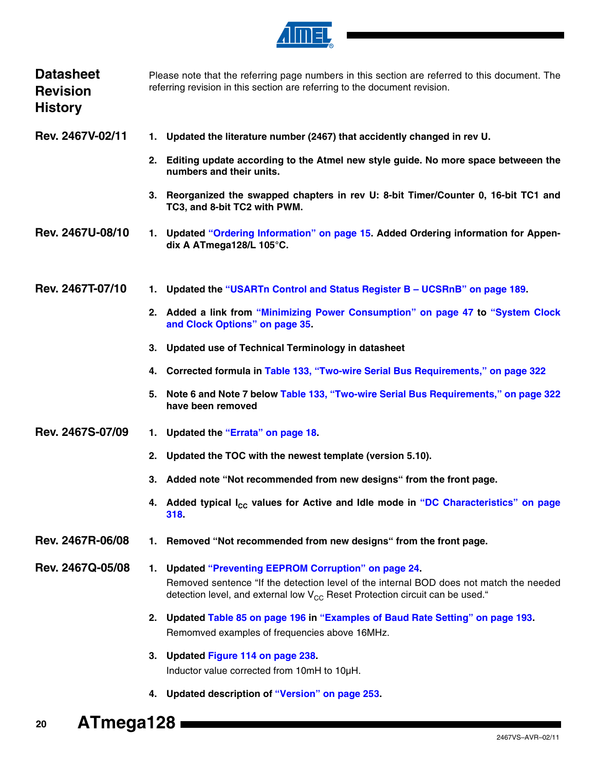## Datasheet Revision History

Please note that the referring page numbers in this section are referred to this document. The referring revision in this section are referring to the document revision.

### Rev. 2467V-02/11

1. **Updated the literature number (2467) that accidently changed in rev U.**
2. **Editing update according to the Atmel new style guide. No more space betweeen the numbers and their units.**
3. **Reorganized the swapped chapters in rev U: 8-bit Timer/Counter 0, 16-bit TC1 and TC3, and 8-bit TC2 with PWM.**

### Rev. 2467U-08/10

1. **Updated "Ordering Information" on page 15. Added Ordering information for Appendix A ATmega128/L 105°C.**

### Rev. 2467T-07/10

1. **Updated the "USARTn Control and Status Register B – UCSRnB" on page 189.**
2. **Added a link from "Minimizing Power Consumption" on page 47 to "System Clock and Clock Options" on page 35.**
3. **Updated use of Technical Terminology in datasheet**
4. **Corrected formula in Table 133, "Two-wire Serial Bus Requirements," on page 322**
5. **Note 6 and Note 7 below Table 133, "Two-wire Serial Bus Requirements," on page 322 have been removed**

### Rev. 2467S-07/09

1. **Updated the "Errata" on page 18.**
2. **Updated the TOC with the newest template (version 5.10).**
3. **Added note "Not recommended from new designs" from the front page.**
4. **Added typical $I_{CC}$ values for Active and Idle mode in "DC Characteristics" on page 318.**

### Rev. 2467R-06/08

1. **Removed "Not recommended from new designs" from the front page.**

### Rev. 2467Q-05/08

1. **Updated "Preventing EEPROM Corruption" on page 24.**
   Removed sentence "If the detection level of the internal BOD does not match the needed detection level, and external low $V_{CC}$ Reset Protection circuit can be used."
2. **Updated Table 85 on page 196 in "Examples of Baud Rate Setting" on page 193.**
   Remomved examples of frequencies above 16MHz.
3. **Updated Figure 114 on page 238.**
   Inductor value corrected from 10mH to 10µH.
4. **Updated description of "Version" on page 253.**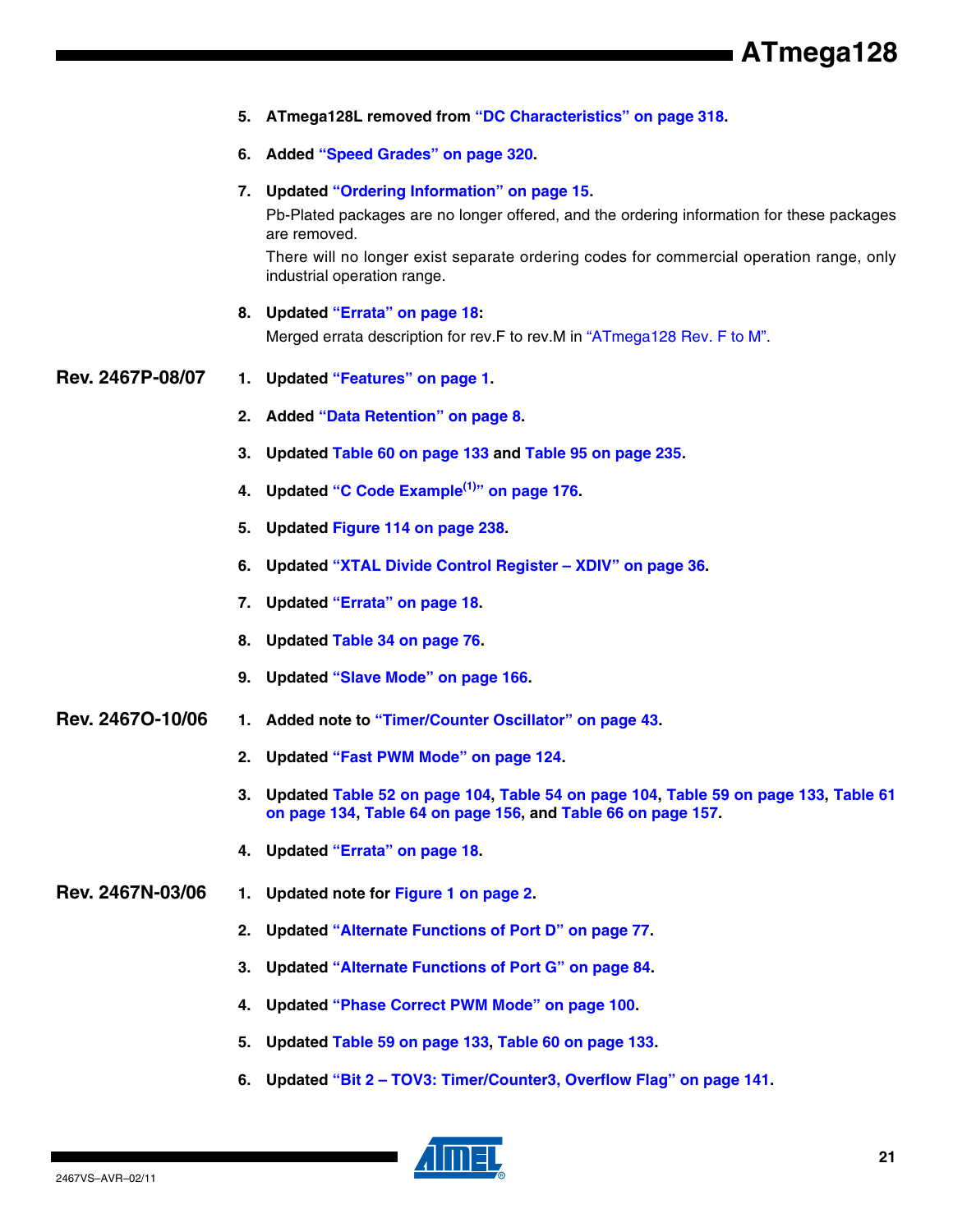5. **ATmega128L removed from "DC Characteristics" on page 318.**

6. **Added "Speed Grades" on page 320.**

7. **Updated "Ordering Information" on page 15.**

   Pb-Plated packages are no longer offered, and the ordering information for these packages are removed.

   There will no longer exist separate ordering codes for commercial operation range, only industrial operation range.

8. **Updated "Errata" on page 18:**

   Merged errata description for rev.F to rev.M in "ATmega128 Rev. F to M".

### Rev. 2467P-08/07

1. **Updated "Features" on page 1.**
2. **Added "Data Retention" on page 8.**
3. **Updated Table 60 on page 133 and Table 95 on page 235.**
4. **Updated "C Code Example[1]" on page 176.**
5. **Updated Figure 114 on page 238.**
6. **Updated "XTAL Divide Control Register – XDIV" on page 36.**
7. **Updated "Errata" on page 18.**
8. **Updated Table 34 on page 76.**
9. **Updated "Slave Mode" on page 166.**

### Rev. 2467O-10/06

1. **Added note to "Timer/Counter Oscillator" on page 43.**
2. **Updated "Fast PWM Mode" on page 124.**
3. **Updated Table 52 on page 104, Table 54 on page 104, Table 59 on page 133, Table 61 on page 134, Table 64 on page 156, and Table 66 on page 157.**
4. **Updated "Errata" on page 18.**

### Rev. 2467N-03/06

1. **Updated note for Figure 1 on page 2.**
2. **Updated "Alternate Functions of Port D" on page 77.**
3. **Updated "Alternate Functions of Port G" on page 84.**
4. **Updated "Phase Correct PWM Mode" on page 100.**
5. **Updated Table 59 on page 133, Table 60 on page 133.**
6. **Updated "Bit 2 – TOV3: Timer/Counter3, Overflow Flag" on page 141.**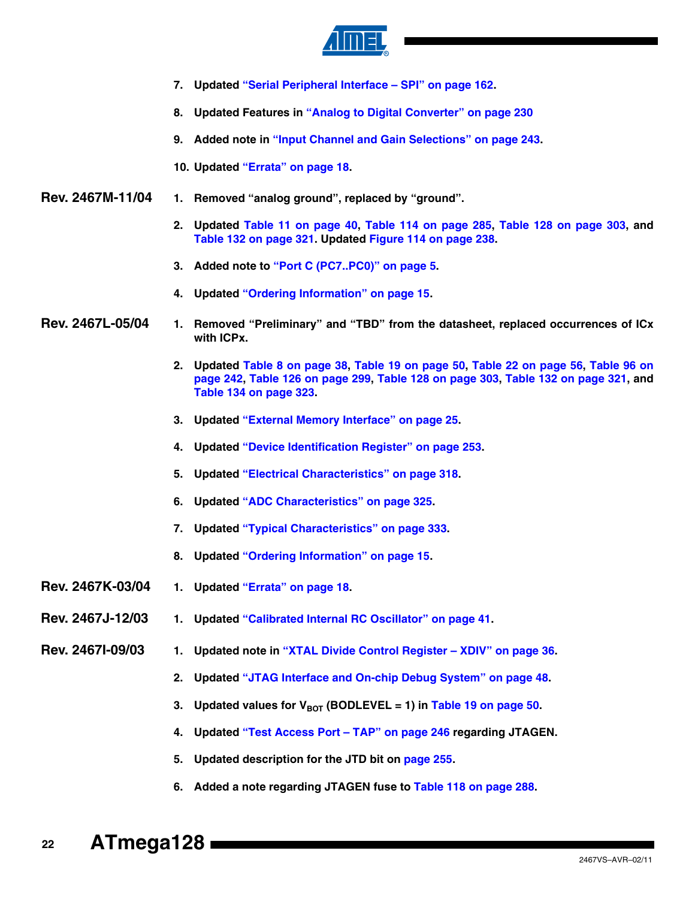7. Updated "Serial Peripheral Interface – SPI" on page 162.

8. Updated Features in "Analog to Digital Converter" on page 230

9. Added note in "Input Channel and Gain Selections" on page 243.

10. Updated "Errata" on page 18.

**Rev. 2467M-11/04**

1. Removed "analog ground", replaced by "ground".

2. Updated Table 11 on page 40, Table 114 on page 285, Table 128 on page 303, and Table 132 on page 321. Updated Figure 114 on page 238.

3. Added note to "Port C (PC7..PC0)" on page 5.

4. Updated "Ordering Information" on page 15.

**Rev. 2467L-05/04**

1. Removed "Preliminary" and "TBD" from the datasheet, replaced occurrences of ICx with ICPx.

2. Updated Table 8 on page 38, Table 19 on page 50, Table 22 on page 56, Table 96 on page 242, Table 126 on page 299, Table 128 on page 303, Table 132 on page 321, and Table 134 on page 323.

3. Updated "External Memory Interface" on page 25.

4. Updated "Device Identification Register" on page 253.

5. Updated "Electrical Characteristics" on page 318.

6. Updated "ADC Characteristics" on page 325.

7. Updated "Typical Characteristics" on page 333.

8. Updated "Ordering Information" on page 15.

**Rev. 2467K-03/04**

1. Updated "Errata" on page 18.

**Rev. 2467J-12/03**

1. Updated "Calibrated Internal RC Oscillator" on page 41.

**Rev. 2467I-09/03**

1. Updated note in "XTAL Divide Control Register – XDIV" on page 36.

2. Updated "JTAG Interface and On-chip Debug System" on page 48.

3. Updated values for $V_{BOT}$ (BODLEVEL = 1) in Table 19 on page 50.

4. Updated "Test Access Port – TAP" on page 246 regarding JTAGEN.

5. Updated description for the JTD bit on page 255.

6. Added a note regarding JTAGEN fuse to Table 118 on page 288.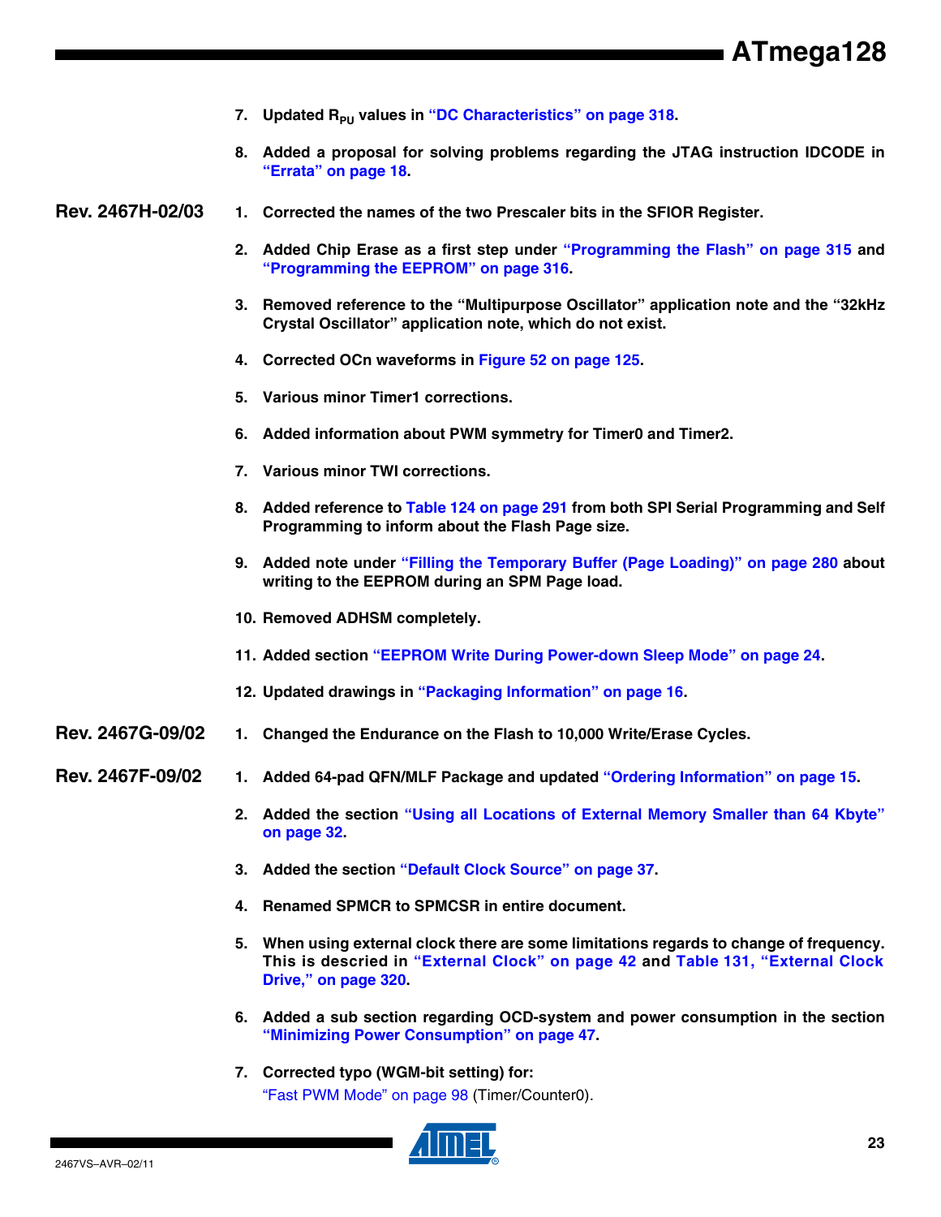7. Updated $R_{PU}$ values in "DC Characteristics" on page 318.

8. Added a proposal for solving problems regarding the JTAG instruction IDCODE in "Errata" on page 18.

## Rev. 2467H-02/03

1. Corrected the names of the two Prescaler bits in the SFIOR Register.

2. Added Chip Erase as a first step under "Programming the Flash" on page 315 and "Programming the EEPROM" on page 316.

3. Removed reference to the "Multipurpose Oscillator" application note and the "32kHz Crystal Oscillator" application note, which do not exist.

4. Corrected OCn waveforms in Figure 52 on page 125.

5. Various minor Timer1 corrections.

6. Added information about PWM symmetry for Timer0 and Timer2.

7. Various minor TWI corrections.

8. Added reference to Table 124 on page 291 from both SPI Serial Programming and Self Programming to inform about the Flash Page size.

9. Added note under "Filling the Temporary Buffer (Page Loading)" on page 280 about writing to the EEPROM during an SPM Page load.

10. Removed ADHSM completely.

11. Added section "EEPROM Write During Power-down Sleep Mode" on page 24.

12. Updated drawings in "Packaging Information" on page 16.

## Rev. 2467G-09/02

1. Changed the Endurance on the Flash to 10,000 Write/Erase Cycles.

## Rev. 2467F-09/02

1. Added 64-pad QFN/MLF Package and updated "Ordering Information" on page 15.

2. Added the section "Using all Locations of External Memory Smaller than 64 Kbyte" on page 32.

3. Added the section "Default Clock Source" on page 37.

4. Renamed SPMCR to SPMCSR in entire document.

5. When using external clock there are some limitations regards to change of frequency. This is descried in "External Clock" on page 42 and Table 131, "External Clock Drive," on page 320.

6. Added a sub section regarding OCD-system and power consumption in the section "Minimizing Power Consumption" on page 47.

7. Corrected typo (WGM-bit setting) for:
   "Fast PWM Mode" on page 98 (Timer/Counter0).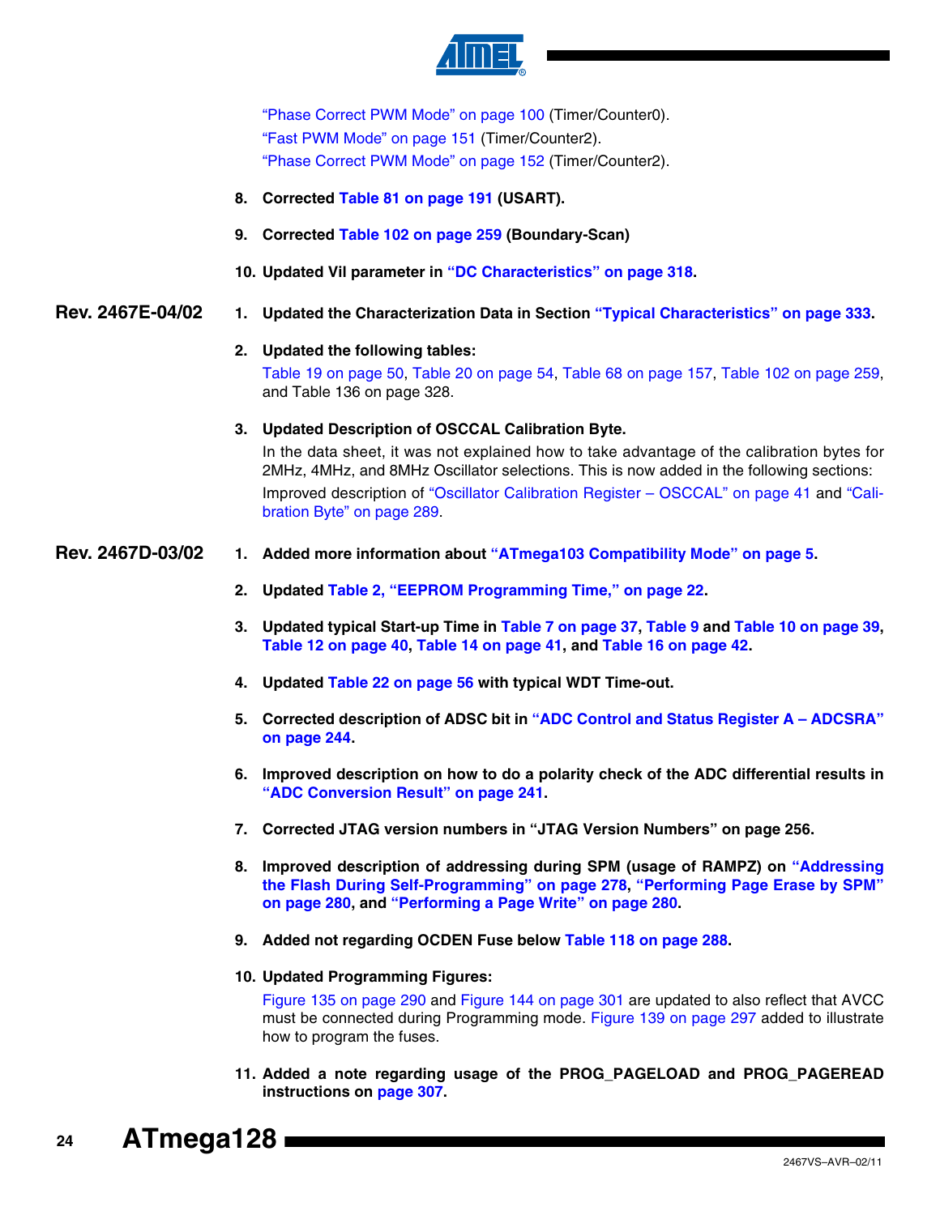"Phase Correct PWM Mode" on page 100 (Timer/Counter0).
"Fast PWM Mode" on page 151 (Timer/Counter2).
"Phase Correct PWM Mode" on page 152 (Timer/Counter2).

8. **Corrected Table 81 on page 191 (USART).**

9. **Corrected Table 102 on page 259 (Boundary-Scan)**

10. **Updated Vil parameter in "DC Characteristics" on page 318.**

## Rev. 2467E-04/02

1. **Updated the Characterization Data in Section "Typical Characteristics" on page 333.**

2. **Updated the following tables:**

   Table 19 on page 50, Table 20 on page 54, Table 68 on page 157, Table 102 on page 259, and Table 136 on page 328.

3. **Updated Description of OSCCAL Calibration Byte.**

   In the data sheet, it was not explained how to take advantage of the calibration bytes for 2MHz, 4MHz, and 8MHz Oscillator selections. This is now added in the following sections:

   Improved description of "Oscillator Calibration Register – OSCCAL" on page 41 and "Calibration Byte" on page 289.

## Rev. 2467D-03/02

1. **Added more information about "ATmega103 Compatibility Mode" on page 5.**

2. **Updated Table 2, "EEPROM Programming Time," on page 22.**

3. **Updated typical Start-up Time in Table 7 on page 37, Table 9 and Table 10 on page 39, Table 12 on page 40, Table 14 on page 41, and Table 16 on page 42.**

4. **Updated Table 22 on page 56 with typical WDT Time-out.**

5. **Corrected description of ADSC bit in "ADC Control and Status Register A – ADCSRA" on page 244.**

6. **Improved description on how to do a polarity check of the ADC differential results in "ADC Conversion Result" on page 241.**

7. **Corrected JTAG version numbers in "JTAG Version Numbers" on page 256.**

8. **Improved description of addressing during SPM (usage of RAMPZ) on "Addressing the Flash During Self-Programming" on page 278, "Performing Page Erase by SPM" on page 280, and "Performing a Page Write" on page 280.**

9. **Added not regarding OCDEN Fuse below Table 118 on page 288.**

10. **Updated Programming Figures:**

    Figure 135 on page 290 and Figure 144 on page 301 are updated to also reflect that AVCC must be connected during Programming mode. Figure 139 on page 297 added to illustrate how to program the fuses.

11. **Added a note regarding usage of the PROG_PAGELOAD and PROG_PAGEREAD instructions on page 307.**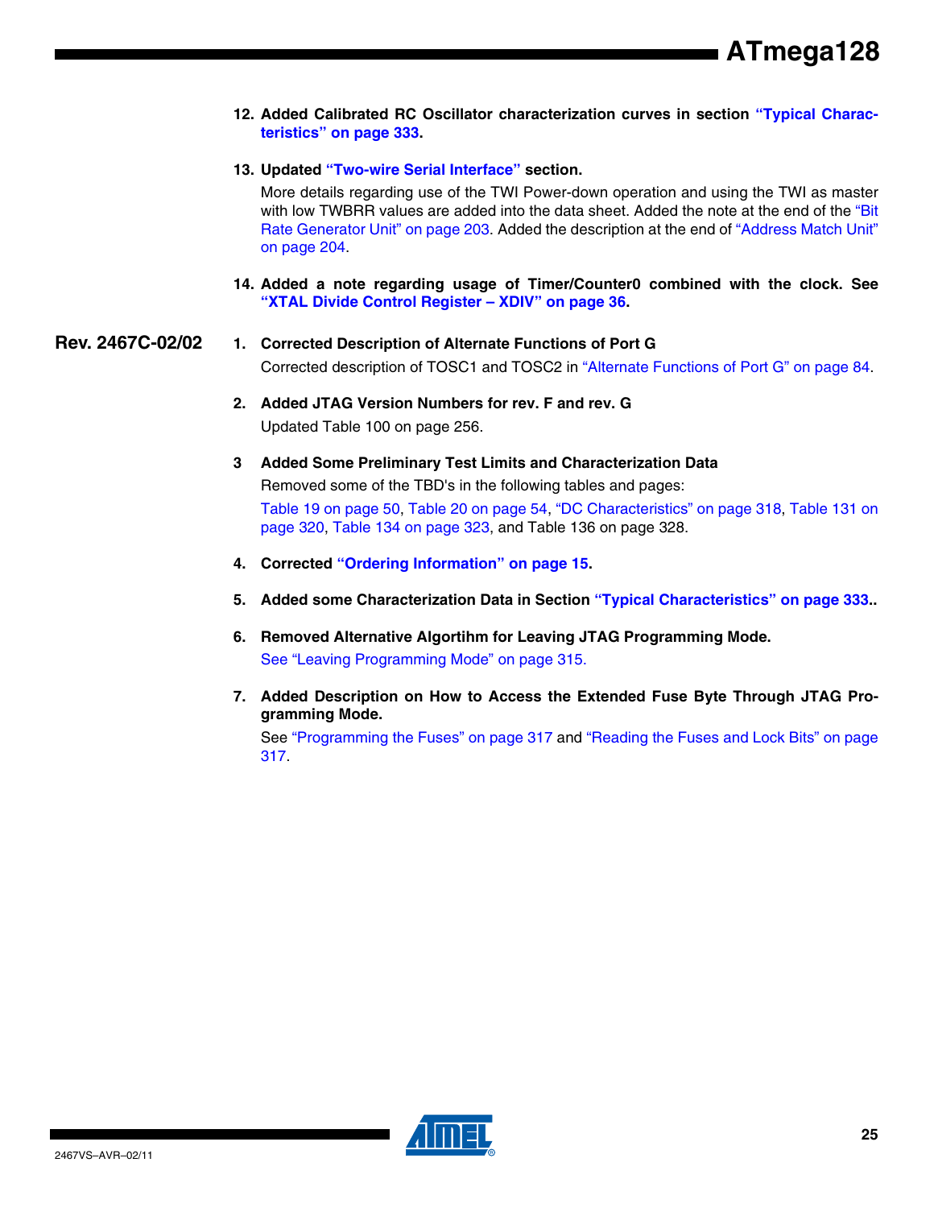12. **Added Calibrated RC Oscillator characterization curves in section "Typical Characteristics" on page 333.**

13. **Updated "Two-wire Serial Interface" section.**

    More details regarding use of the TWI Power-down operation and using the TWI as master with low TWBRR values are added into the data sheet. Added the note at the end of the "Bit Rate Generator Unit" on page 203. Added the description at the end of "Address Match Unit" on page 204.

14. **Added a note regarding usage of Timer/Counter0 combined with the clock. See "XTAL Divide Control Register – XDIV" on page 36.**

## Rev. 2467C-02/02

1. **Corrected Description of Alternate Functions of Port G**

   Corrected description of TOSC1 and TOSC2 in "Alternate Functions of Port G" on page 84.

2. **Added JTAG Version Numbers for rev. F and rev. G**

   Updated Table 100 on page 256.

3. **Added Some Preliminary Test Limits and Characterization Data**

   Removed some of the TBD's in the following tables and pages:

   Table 19 on page 50, Table 20 on page 54, "DC Characteristics" on page 318, Table 131 on page 320, Table 134 on page 323, and Table 136 on page 328.

4. **Corrected "Ordering Information" on page 15.**

5. **Added some Characterization Data in Section "Typical Characteristics" on page 333..**

6. **Removed Alternative Algortihm for Leaving JTAG Programming Mode.**

   See "Leaving Programming Mode" on page 315.

7. **Added Description on How to Access the Extended Fuse Byte Through JTAG Programming Mode.**

   See "Programming the Fuses" on page 317 and "Reading the Fuses and Lock Bits" on page 317.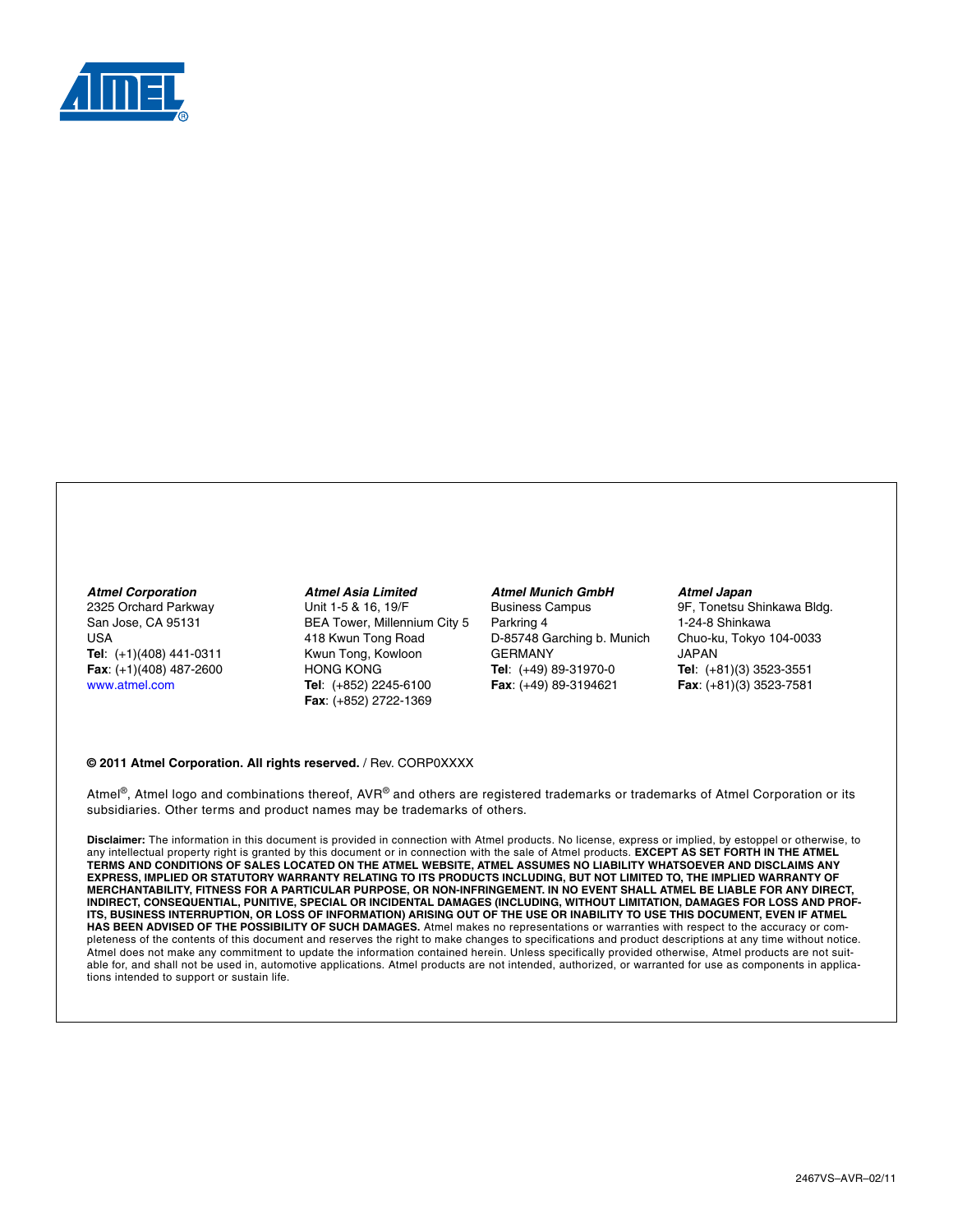***Atmel Corporation***
2325 Orchard Parkway
San Jose, CA 95131
USA
**Tel**: (+1)(408) 441-0311
**Fax**: (+1)(408) 487-2600
www.atmel.com

***Atmel Asia Limited***
Unit 1-5 & 16, 19/F
BEA Tower, Millennium City 5
418 Kwun Tong Road
Kwun Tong, Kowloon
HONG KONG
**Tel**: (+852) 2245-6100
**Fax**: (+852) 2722-1369

***Atmel Munich GmbH***
Business Campus
Parkring 4
D-85748 Garching b. Munich
GERMANY
**Tel**: (+49) 89-31970-0
**Fax**: (+49) 89-3194621

***Atmel Japan***
9F, Tonetsu Shinkawa Bldg.
1-24-8 Shinkawa
Chuo-ku, Tokyo 104-0033
JAPAN
**Tel**: (+81)(3) 3523-3551
**Fax**: (+81)(3) 3523-7581

**© 2011 Atmel Corporation. All rights reserved.** / Rev. CORP0XXXX

Atmel®, Atmel logo and combinations thereof, AVR® and others are registered trademarks or trademarks of Atmel Corporation or its subsidiaries. Other terms and product names may be trademarks of others.

**Disclaimer:** The information in this document is provided in connection with Atmel products. No license, express or implied, by estoppel or otherwise, to any intellectual property right is granted by this document or in connection with the sale of Atmel products. **EXCEPT AS SET FORTH IN THE ATMEL TERMS AND CONDITIONS OF SALES LOCATED ON THE ATMEL WEBSITE, ATMEL ASSUMES NO LIABILITY WHATSOEVER AND DISCLAIMS ANY EXPRESS, IMPLIED OR STATUTORY WARRANTY RELATING TO ITS PRODUCTS INCLUDING, BUT NOT LIMITED TO, THE IMPLIED WARRANTY OF MERCHANTABILITY, FITNESS FOR A PARTICULAR PURPOSE, OR NON-INFRINGEMENT. IN NO EVENT SHALL ATMEL BE LIABLE FOR ANY DIRECT, INDIRECT, CONSEQUENTIAL, PUNITIVE, SPECIAL OR INCIDENTAL DAMAGES (INCLUDING, WITHOUT LIMITATION, DAMAGES FOR LOSS AND PROFITS, BUSINESS INTERRUPTION, OR LOSS OF INFORMATION) ARISING OUT OF THE USE OR INABILITY TO USE THIS DOCUMENT, EVEN IF ATMEL HAS BEEN ADVISED OF THE POSSIBILITY OF SUCH DAMAGES.** Atmel makes no representations or warranties with respect to the accuracy or completeness of the contents of this document and reserves the right to make changes to specifications and product descriptions at any time without notice. Atmel does not make any commitment to update the information contained herein. Unless specifically provided otherwise, Atmel products are not suitable for, and shall not be used in, automotive applications. Atmel products are not intended, authorized, or warranted for use as components in applications intended to support or sustain life.

2467VS–AVR–02/11